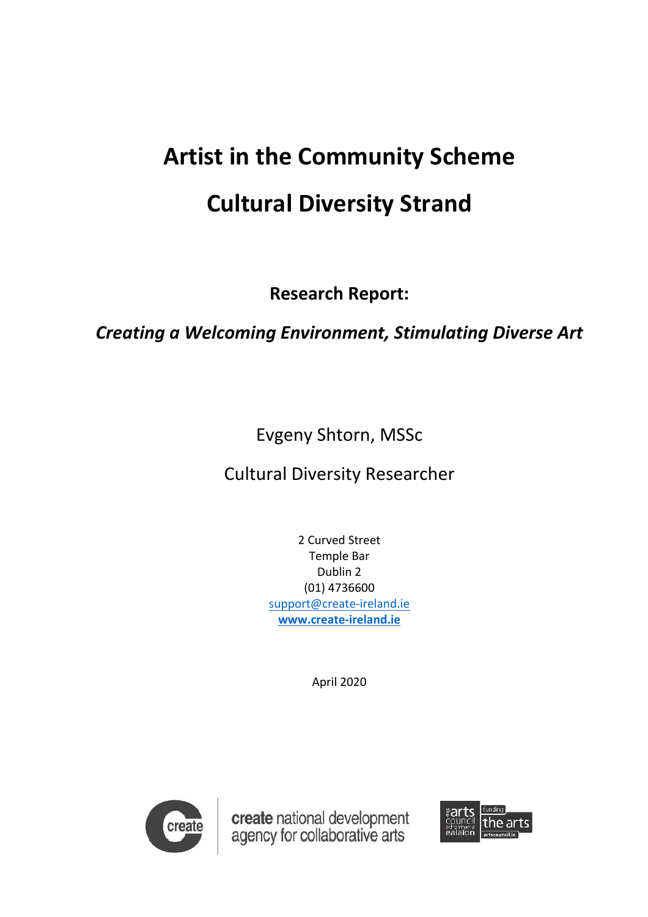# Artist in the Community Scheme

# Cultural Diversity Strand

**Research Report:**

***Creating a Welcoming Environment, Stimulating Diverse Art***

Evgeny Shtorn, MSSc

Cultural Diversity Researcher

2 Curved Street
Temple Bar
Dublin 2
(01) 4736600
support@create-ireland.ie
**www.create-ireland.ie**

April 2020

create national development agency for collaborative arts

arts council / chomhairle ealaíon — funding the arts — artscouncil.ie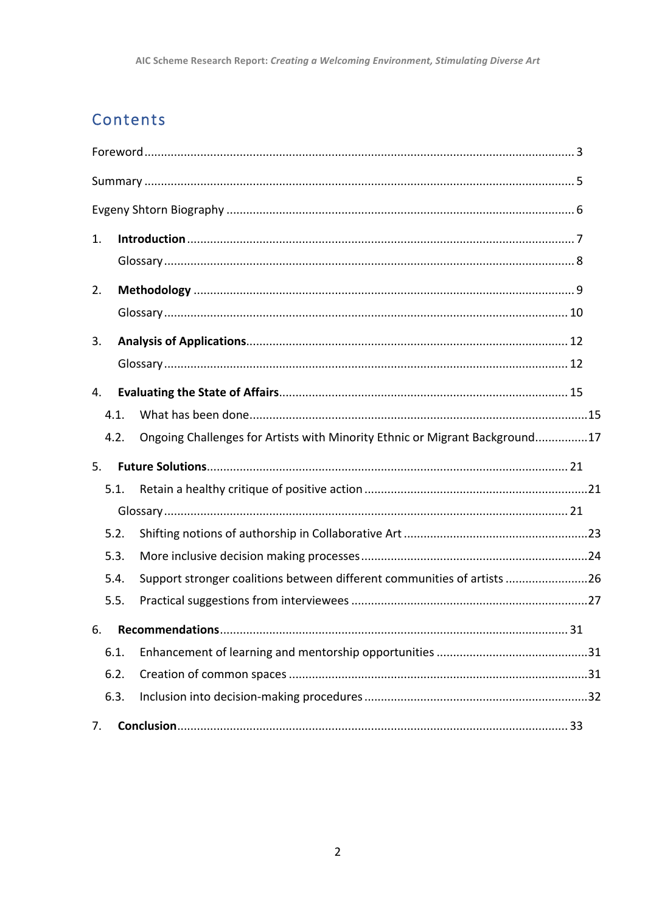# Contents

Foreword ........ 3

Summary ........ 5

Evgeny Shtorn Biography ........ 6

1. **Introduction** ........ 7
   Glossary ........ 8

2. **Methodology** ........ 9
   Glossary ........ 10

3. **Analysis of Applications** ........ 12
   Glossary ........ 12

4. **Evaluating the State of Affairs** ........ 15
   4.1. What has been done ........ 15
   4.2. Ongoing Challenges for Artists with Minority Ethnic or Migrant Background ........ 17

5. **Future Solutions** ........ 21
   5.1. Retain a healthy critique of positive action ........ 21
   Glossary ........ 21
   5.2. Shifting notions of authorship in Collaborative Art ........ 23
   5.3. More inclusive decision making processes ........ 24
   5.4. Support stronger coalitions between different communities of artists ........ 26
   5.5. Practical suggestions from interviewees ........ 27

6. **Recommendations** ........ 31
   6.1. Enhancement of learning and mentorship opportunities ........ 31
   6.2. Creation of common spaces ........ 31
   6.3. Inclusion into decision-making procedures ........ 32

7. **Conclusion** ........ 33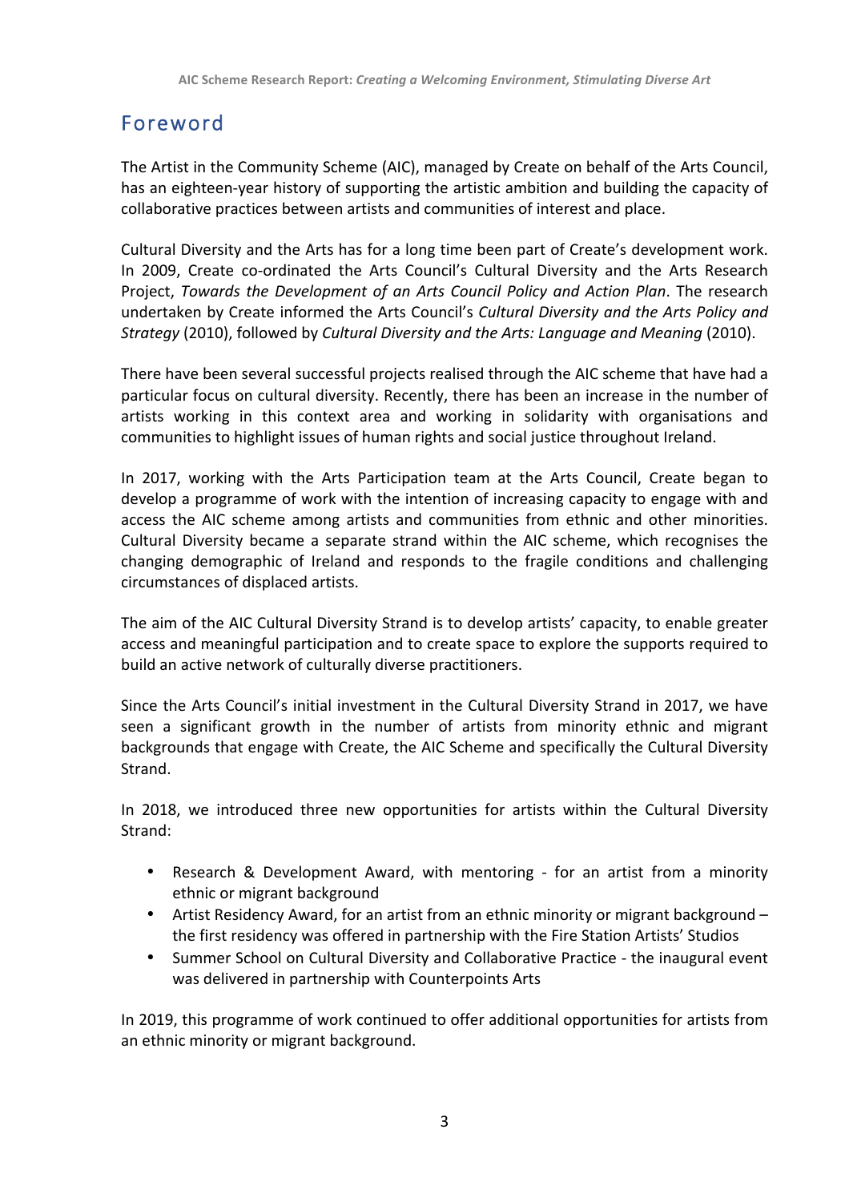## Foreword

The Artist in the Community Scheme (AIC), managed by Create on behalf of the Arts Council, has an eighteen-year history of supporting the artistic ambition and building the capacity of collaborative practices between artists and communities of interest and place.

Cultural Diversity and the Arts has for a long time been part of Create's development work. In 2009, Create co-ordinated the Arts Council's Cultural Diversity and the Arts Research Project, *Towards the Development of an Arts Council Policy and Action Plan*. The research undertaken by Create informed the Arts Council's *Cultural Diversity and the Arts Policy and Strategy* (2010), followed by *Cultural Diversity and the Arts: Language and Meaning* (2010).

There have been several successful projects realised through the AIC scheme that have had a particular focus on cultural diversity. Recently, there has been an increase in the number of artists working in this context area and working in solidarity with organisations and communities to highlight issues of human rights and social justice throughout Ireland.

In 2017, working with the Arts Participation team at the Arts Council, Create began to develop a programme of work with the intention of increasing capacity to engage with and access the AIC scheme among artists and communities from ethnic and other minorities. Cultural Diversity became a separate strand within the AIC scheme, which recognises the changing demographic of Ireland and responds to the fragile conditions and challenging circumstances of displaced artists.

The aim of the AIC Cultural Diversity Strand is to develop artists' capacity, to enable greater access and meaningful participation and to create space to explore the supports required to build an active network of culturally diverse practitioners.

Since the Arts Council's initial investment in the Cultural Diversity Strand in 2017, we have seen a significant growth in the number of artists from minority ethnic and migrant backgrounds that engage with Create, the AIC Scheme and specifically the Cultural Diversity Strand.

In 2018, we introduced three new opportunities for artists within the Cultural Diversity Strand:

- Research & Development Award, with mentoring - for an artist from a minority ethnic or migrant background
- Artist Residency Award, for an artist from an ethnic minority or migrant background – the first residency was offered in partnership with the Fire Station Artists' Studios
- Summer School on Cultural Diversity and Collaborative Practice - the inaugural event was delivered in partnership with Counterpoints Arts

In 2019, this programme of work continued to offer additional opportunities for artists from an ethnic minority or migrant background.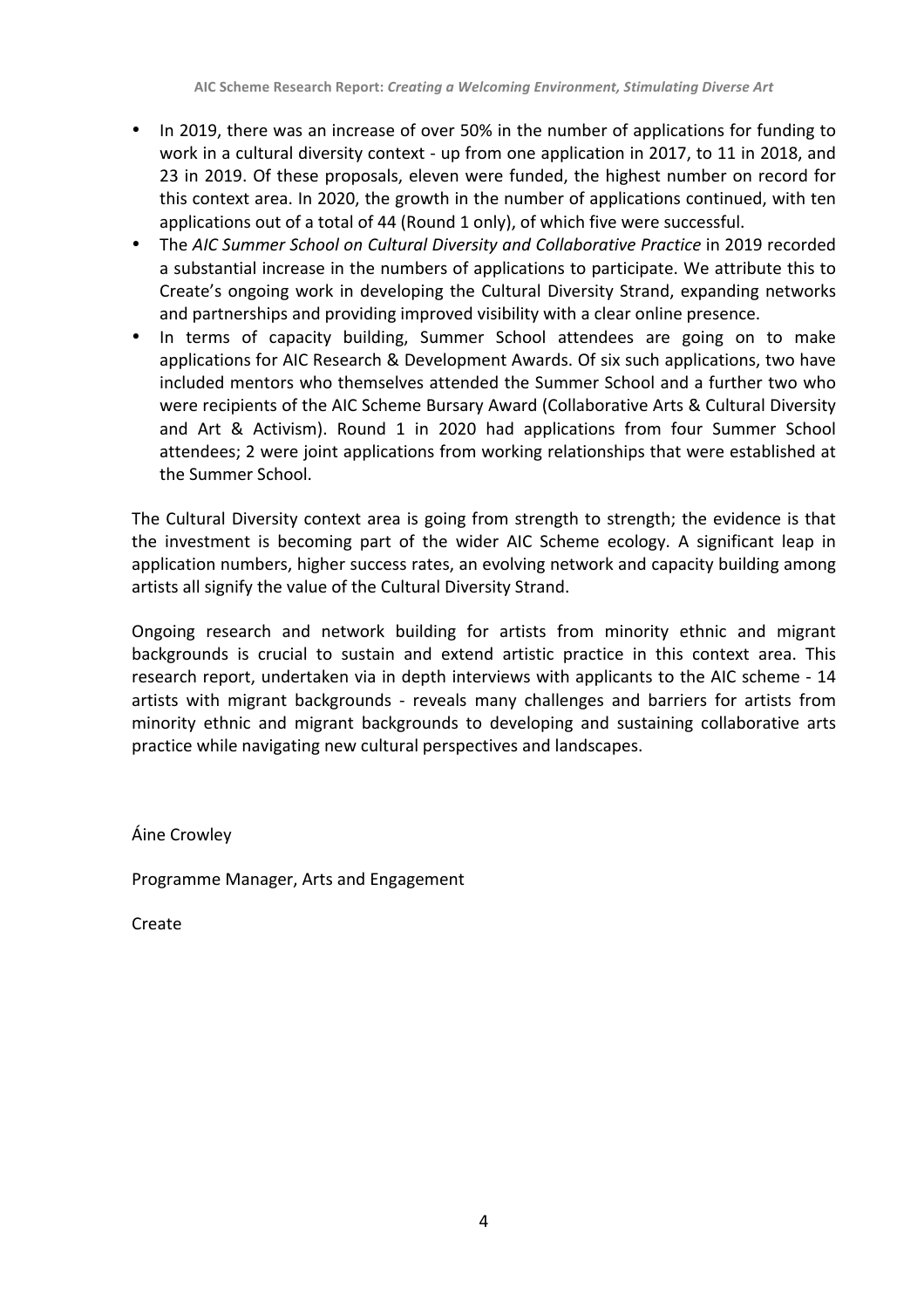- In 2019, there was an increase of over 50% in the number of applications for funding to work in a cultural diversity context - up from one application in 2017, to 11 in 2018, and 23 in 2019. Of these proposals, eleven were funded, the highest number on record for this context area. In 2020, the growth in the number of applications continued, with ten applications out of a total of 44 (Round 1 only), of which five were successful.
- The *AIC Summer School on Cultural Diversity and Collaborative Practice* in 2019 recorded a substantial increase in the numbers of applications to participate. We attribute this to Create's ongoing work in developing the Cultural Diversity Strand, expanding networks and partnerships and providing improved visibility with a clear online presence.
- In terms of capacity building, Summer School attendees are going on to make applications for AIC Research & Development Awards. Of six such applications, two have included mentors who themselves attended the Summer School and a further two who were recipients of the AIC Scheme Bursary Award (Collaborative Arts & Cultural Diversity and Art & Activism). Round 1 in 2020 had applications from four Summer School attendees; 2 were joint applications from working relationships that were established at the Summer School.

The Cultural Diversity context area is going from strength to strength; the evidence is that the investment is becoming part of the wider AIC Scheme ecology. A significant leap in application numbers, higher success rates, an evolving network and capacity building among artists all signify the value of the Cultural Diversity Strand.

Ongoing research and network building for artists from minority ethnic and migrant backgrounds is crucial to sustain and extend artistic practice in this context area. This research report, undertaken via in depth interviews with applicants to the AIC scheme - 14 artists with migrant backgrounds - reveals many challenges and barriers for artists from minority ethnic and migrant backgrounds to developing and sustaining collaborative arts practice while navigating new cultural perspectives and landscapes.

Áine Crowley

Programme Manager, Arts and Engagement

Create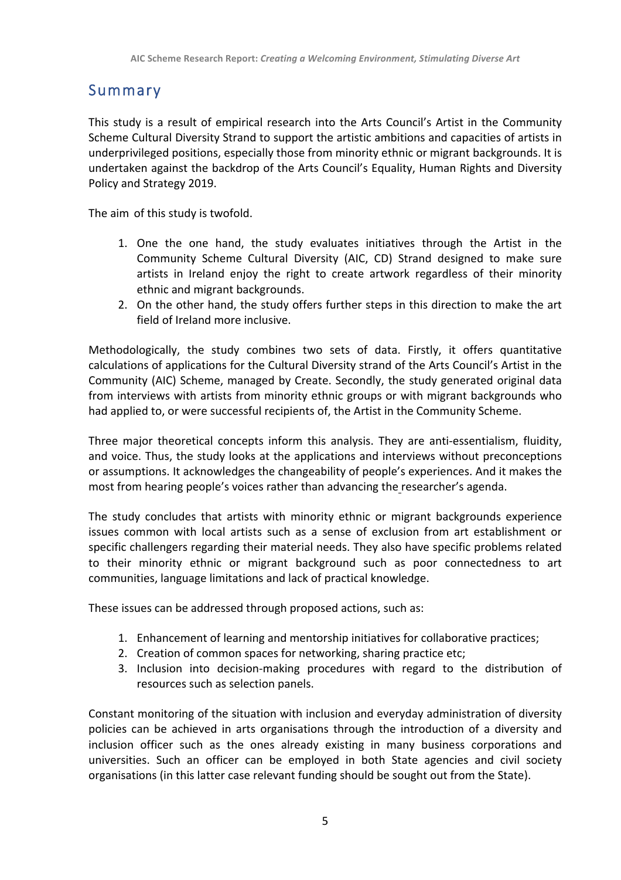## Summary

This study is a result of empirical research into the Arts Council's Artist in the Community Scheme Cultural Diversity Strand to support the artistic ambitions and capacities of artists in underprivileged positions, especially those from minority ethnic or migrant backgrounds. It is undertaken against the backdrop of the Arts Council's Equality, Human Rights and Diversity Policy and Strategy 2019.

The aim of this study is twofold.

1. One the one hand, the study evaluates initiatives through the Artist in the Community Scheme Cultural Diversity (AIC, CD) Strand designed to make sure artists in Ireland enjoy the right to create artwork regardless of their minority ethnic and migrant backgrounds.
2. On the other hand, the study offers further steps in this direction to make the art field of Ireland more inclusive.

Methodologically, the study combines two sets of data. Firstly, it offers quantitative calculations of applications for the Cultural Diversity strand of the Arts Council's Artist in the Community (AIC) Scheme, managed by Create. Secondly, the study generated original data from interviews with artists from minority ethnic groups or with migrant backgrounds who had applied to, or were successful recipients of, the Artist in the Community Scheme.

Three major theoretical concepts inform this analysis. They are anti-essentialism, fluidity, and voice. Thus, the study looks at the applications and interviews without preconceptions or assumptions. It acknowledges the changeability of people's experiences. And it makes the most from hearing people's voices rather than advancing the researcher's agenda.

The study concludes that artists with minority ethnic or migrant backgrounds experience issues common with local artists such as a sense of exclusion from art establishment or specific challengers regarding their material needs. They also have specific problems related to their minority ethnic or migrant background such as poor connectedness to art communities, language limitations and lack of practical knowledge.

These issues can be addressed through proposed actions, such as:

1. Enhancement of learning and mentorship initiatives for collaborative practices;
2. Creation of common spaces for networking, sharing practice etc;
3. Inclusion into decision-making procedures with regard to the distribution of resources such as selection panels.

Constant monitoring of the situation with inclusion and everyday administration of diversity policies can be achieved in arts organisations through the introduction of a diversity and inclusion officer such as the ones already existing in many business corporations and universities. Such an officer can be employed in both State agencies and civil society organisations (in this latter case relevant funding should be sought out from the State).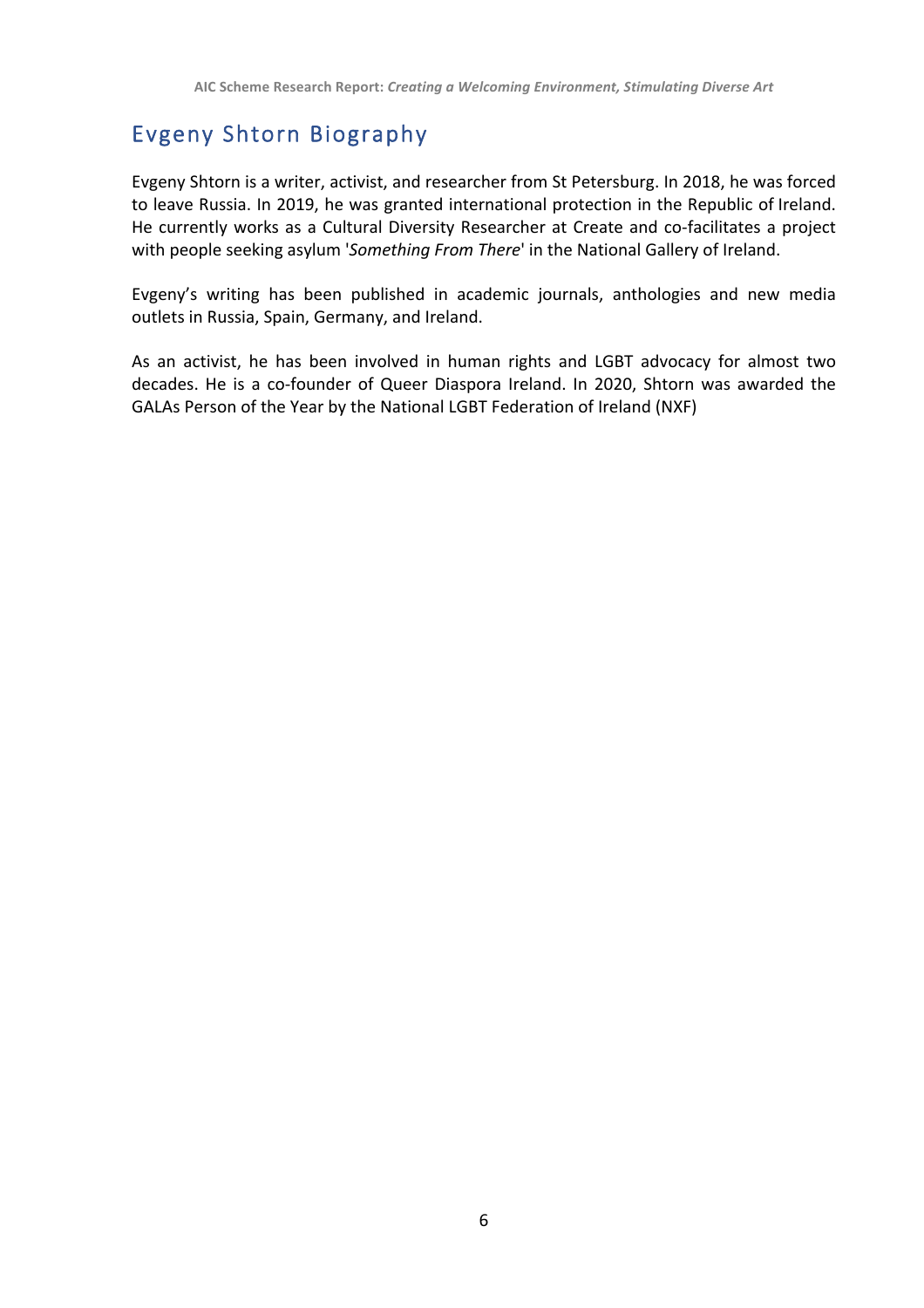## Evgeny Shtorn Biography

Evgeny Shtorn is a writer, activist, and researcher from St Petersburg. In 2018, he was forced to leave Russia. In 2019, he was granted international protection in the Republic of Ireland. He currently works as a Cultural Diversity Researcher at Create and co-facilitates a project with people seeking asylum '*Something From There*' in the National Gallery of Ireland.

Evgeny's writing has been published in academic journals, anthologies and new media outlets in Russia, Spain, Germany, and Ireland.

As an activist, he has been involved in human rights and LGBT advocacy for almost two decades. He is a co-founder of Queer Diaspora Ireland. In 2020, Shtorn was awarded the GALAs Person of the Year by the National LGBT Federation of Ireland (NXF)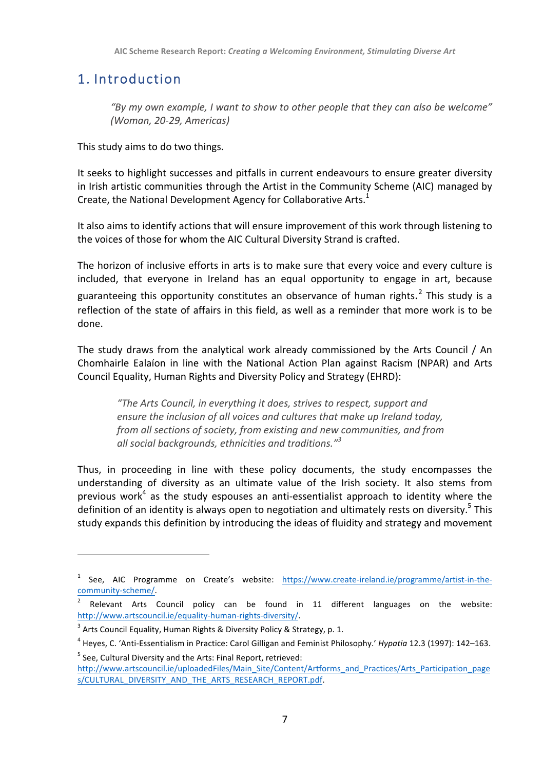# 1. Introduction

> *"By my own example, I want to show to other people that they can also be welcome" (Woman, 20-29, Americas)*

This study aims to do two things.

It seeks to highlight successes and pitfalls in current endeavours to ensure greater diversity in Irish artistic communities through the Artist in the Community Scheme (AIC) managed by Create, the National Development Agency for Collaborative Arts.[1]

It also aims to identify actions that will ensure improvement of this work through listening to the voices of those for whom the AIC Cultural Diversity Strand is crafted.

The horizon of inclusive efforts in arts is to make sure that every voice and every culture is included, that everyone in Ireland has an equal opportunity to engage in art, because guaranteeing this opportunity constitutes an observance of human rights.[2] This study is a reflection of the state of affairs in this field, as well as a reminder that more work is to be done.

The study draws from the analytical work already commissioned by the Arts Council / An Chomhairle Ealaíon in line with the National Action Plan against Racism (NPAR) and Arts Council Equality, Human Rights and Diversity Policy and Strategy (EHRD):

> *"The Arts Council, in everything it does, strives to respect, support and ensure the inclusion of all voices and cultures that make up Ireland today, from all sections of society, from existing and new communities, and from all social backgrounds, ethnicities and traditions."*[3]

Thus, in proceeding in line with these policy documents, the study encompasses the understanding of diversity as an ultimate value of the Irish society. It also stems from previous work[4] as the study espouses an anti-essentialist approach to identity where the definition of an identity is always open to negotiation and ultimately rests on diversity.[5] This study expands this definition by introducing the ideas of fluidity and strategy and movement

---

[1] See, AIC Programme on Create's website: https://www.create-ireland.ie/programme/artist-in-the-community-scheme/.

[2] Relevant Arts Council policy can be found in 11 different languages on the website: http://www.artscouncil.ie/equality-human-rights-diversity/.

[3] Arts Council Equality, Human Rights & Diversity Policy & Strategy, p. 1.

[4] Heyes, C. 'Anti-Essentialism in Practice: Carol Gilligan and Feminist Philosophy.' *Hypatia* 12.3 (1997): 142–163.

[5] See, Cultural Diversity and the Arts: Final Report, retrieved: http://www.artscouncil.ie/uploadedFiles/Main_Site/Content/Artforms_and_Practices/Arts_Participation_pages/CULTURAL_DIVERSITY_AND_THE_ARTS_RESEARCH_REPORT.pdf.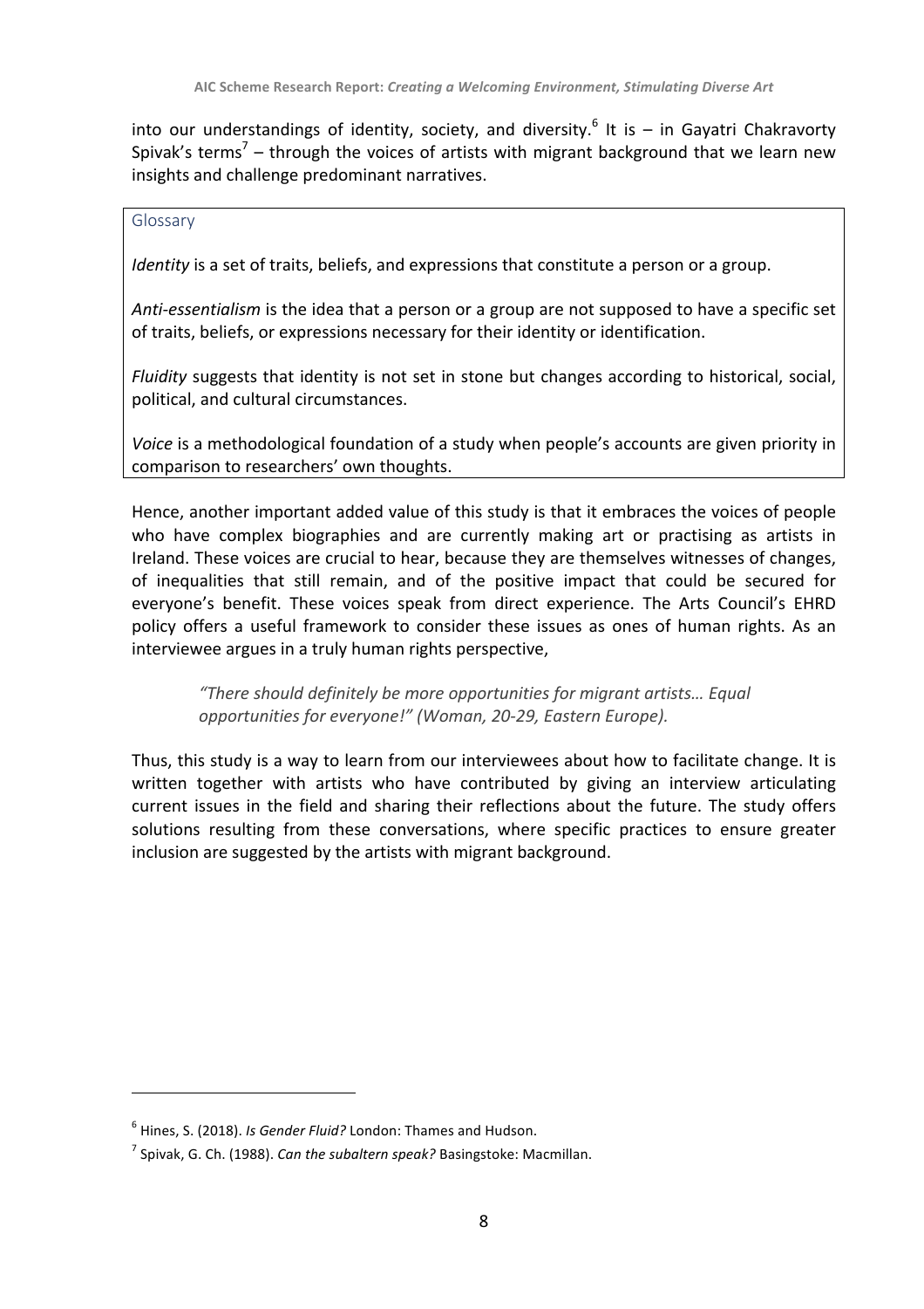into our understandings of identity, society, and diversity.[6] It is – in Gayatri Chakravorty Spivak's terms[7] – through the voices of artists with migrant background that we learn new insights and challenge predominant narratives.

> Glossary
>
> *Identity* is a set of traits, beliefs, and expressions that constitute a person or a group.
>
> *Anti-essentialism* is the idea that a person or a group are not supposed to have a specific set of traits, beliefs, or expressions necessary for their identity or identification.
>
> *Fluidity* suggests that identity is not set in stone but changes according to historical, social, political, and cultural circumstances.
>
> *Voice* is a methodological foundation of a study when people's accounts are given priority in comparison to researchers' own thoughts.

Hence, another important added value of this study is that it embraces the voices of people who have complex biographies and are currently making art or practising as artists in Ireland. These voices are crucial to hear, because they are themselves witnesses of changes, of inequalities that still remain, and of the positive impact that could be secured for everyone's benefit. These voices speak from direct experience. The Arts Council's EHRD policy offers a useful framework to consider these issues as ones of human rights. As an interviewee argues in a truly human rights perspective,

> *"There should definitely be more opportunities for migrant artists… Equal opportunities for everyone!" (Woman, 20-29, Eastern Europe).*

Thus, this study is a way to learn from our interviewees about how to facilitate change. It is written together with artists who have contributed by giving an interview articulating current issues in the field and sharing their reflections about the future. The study offers solutions resulting from these conversations, where specific practices to ensure greater inclusion are suggested by the artists with migrant background.

---

[6] Hines, S. (2018). *Is Gender Fluid?* London: Thames and Hudson.

[7] Spivak, G. Ch. (1988). *Can the subaltern speak?* Basingstoke: Macmillan.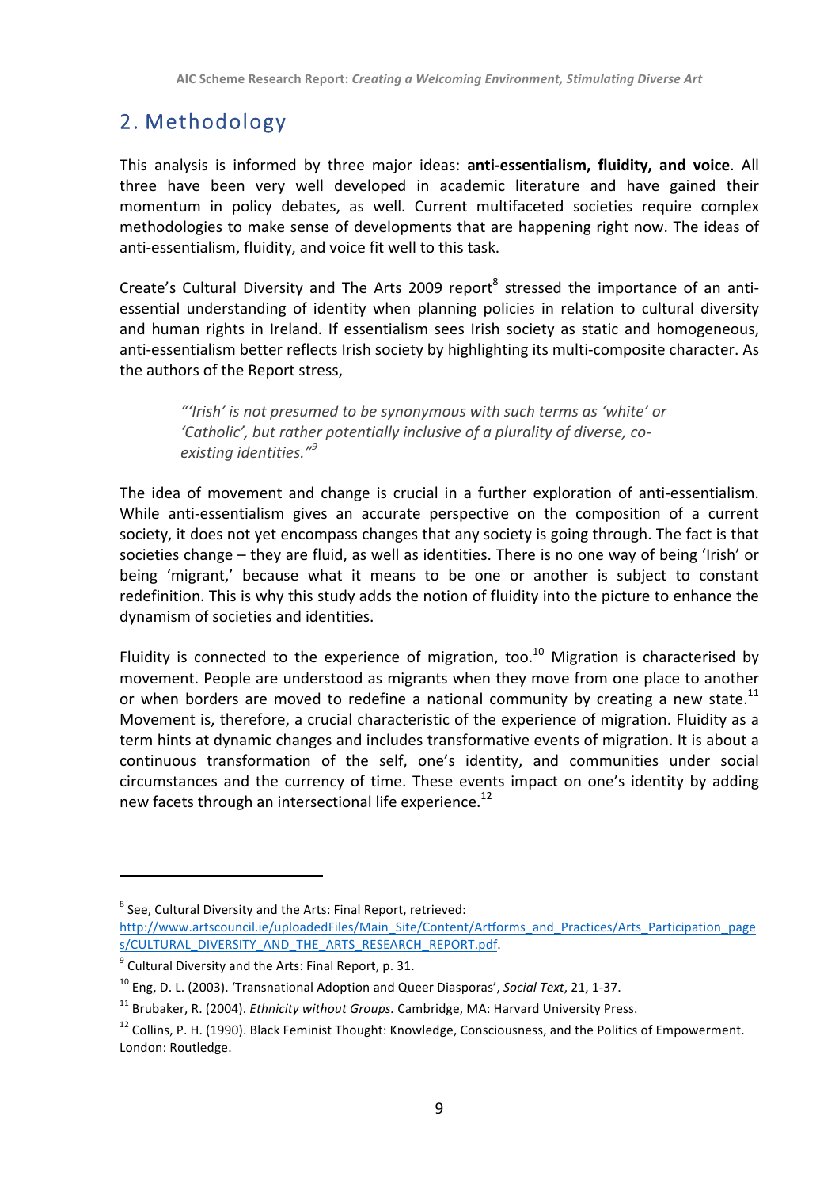## 2. Methodology

This analysis is informed by three major ideas: **anti-essentialism, fluidity, and voice**. All three have been very well developed in academic literature and have gained their momentum in policy debates, as well. Current multifaceted societies require complex methodologies to make sense of developments that are happening right now. The ideas of anti-essentialism, fluidity, and voice fit well to this task.

Create's Cultural Diversity and The Arts 2009 report[8] stressed the importance of an anti-essential understanding of identity when planning policies in relation to cultural diversity and human rights in Ireland. If essentialism sees Irish society as static and homogeneous, anti-essentialism better reflects Irish society by highlighting its multi-composite character. As the authors of the Report stress,

> *"'Irish' is not presumed to be synonymous with such terms as 'white' or 'Catholic', but rather potentially inclusive of a plurality of diverse, co-existing identities."*[9]

The idea of movement and change is crucial in a further exploration of anti-essentialism. While anti-essentialism gives an accurate perspective on the composition of a current society, it does not yet encompass changes that any society is going through. The fact is that societies change – they are fluid, as well as identities. There is no one way of being 'Irish' or being 'migrant,' because what it means to be one or another is subject to constant redefinition. This is why this study adds the notion of fluidity into the picture to enhance the dynamism of societies and identities.

Fluidity is connected to the experience of migration, too.[10] Migration is characterised by movement. People are understood as migrants when they move from one place to another or when borders are moved to redefine a national community by creating a new state.[11] Movement is, therefore, a crucial characteristic of the experience of migration. Fluidity as a term hints at dynamic changes and includes transformative events of migration. It is about a continuous transformation of the self, one's identity, and communities under social circumstances and the currency of time. These events impact on one's identity by adding new facets through an intersectional life experience.[12]

---

[8] See, Cultural Diversity and the Arts: Final Report, retrieved: http://www.artscouncil.ie/uploadedFiles/Main_Site/Content/Artforms_and_Practices/Arts_Participation_pages/CULTURAL_DIVERSITY_AND_THE_ARTS_RESEARCH_REPORT.pdf.

[9] Cultural Diversity and the Arts: Final Report, p. 31.

[10] Eng, D. L. (2003). 'Transnational Adoption and Queer Diasporas', *Social Text*, 21, 1-37.

[11] Brubaker, R. (2004). *Ethnicity without Groups.* Cambridge, MA: Harvard University Press.

[12] Collins, P. H. (1990). Black Feminist Thought: Knowledge, Consciousness, and the Politics of Empowerment. London: Routledge.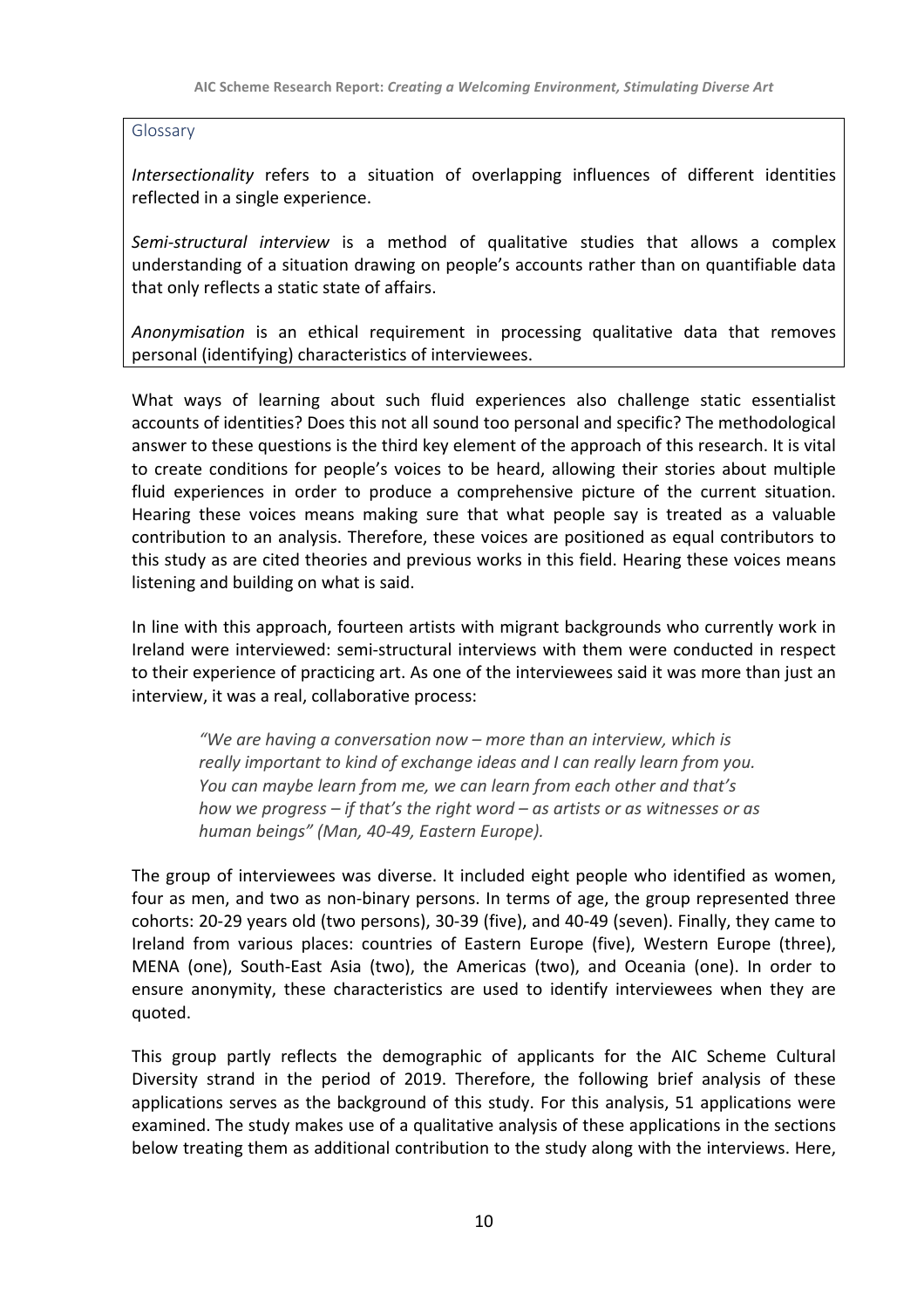Glossary

*Intersectionality* refers to a situation of overlapping influences of different identities reflected in a single experience.

*Semi-structural interview* is a method of qualitative studies that allows a complex understanding of a situation drawing on people's accounts rather than on quantifiable data that only reflects a static state of affairs.

*Anonymisation* is an ethical requirement in processing qualitative data that removes personal (identifying) characteristics of interviewees.

What ways of learning about such fluid experiences also challenge static essentialist accounts of identities? Does this not all sound too personal and specific? The methodological answer to these questions is the third key element of the approach of this research. It is vital to create conditions for people's voices to be heard, allowing their stories about multiple fluid experiences in order to produce a comprehensive picture of the current situation. Hearing these voices means making sure that what people say is treated as a valuable contribution to an analysis. Therefore, these voices are positioned as equal contributors to this study as are cited theories and previous works in this field. Hearing these voices means listening and building on what is said.

In line with this approach, fourteen artists with migrant backgrounds who currently work in Ireland were interviewed: semi-structural interviews with them were conducted in respect to their experience of practicing art. As one of the interviewees said it was more than just an interview, it was a real, collaborative process:

> *"We are having a conversation now – more than an interview, which is really important to kind of exchange ideas and I can really learn from you. You can maybe learn from me, we can learn from each other and that's how we progress – if that's the right word – as artists or as witnesses or as human beings" (Man, 40-49, Eastern Europe).*

The group of interviewees was diverse. It included eight people who identified as women, four as men, and two as non-binary persons. In terms of age, the group represented three cohorts: 20-29 years old (two persons), 30-39 (five), and 40-49 (seven). Finally, they came to Ireland from various places: countries of Eastern Europe (five), Western Europe (three), MENA (one), South-East Asia (two), the Americas (two), and Oceania (one). In order to ensure anonymity, these characteristics are used to identify interviewees when they are quoted.

This group partly reflects the demographic of applicants for the AIC Scheme Cultural Diversity strand in the period of 2019. Therefore, the following brief analysis of these applications serves as the background of this study. For this analysis, 51 applications were examined. The study makes use of a qualitative analysis of these applications in the sections below treating them as additional contribution to the study along with the interviews. Here,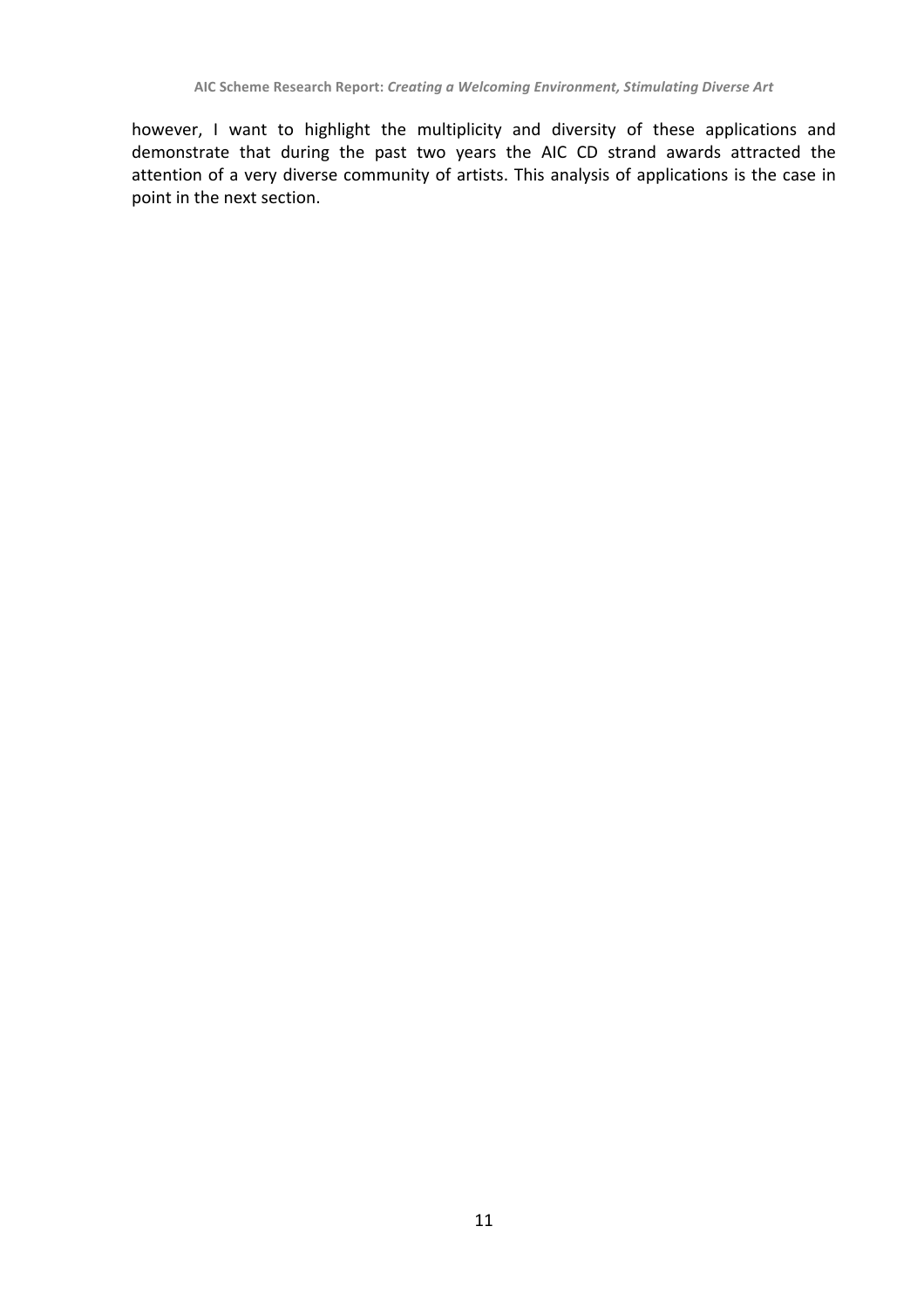however, I want to highlight the multiplicity and diversity of these applications and demonstrate that during the past two years the AIC CD strand awards attracted the attention of a very diverse community of artists. This analysis of applications is the case in point in the next section.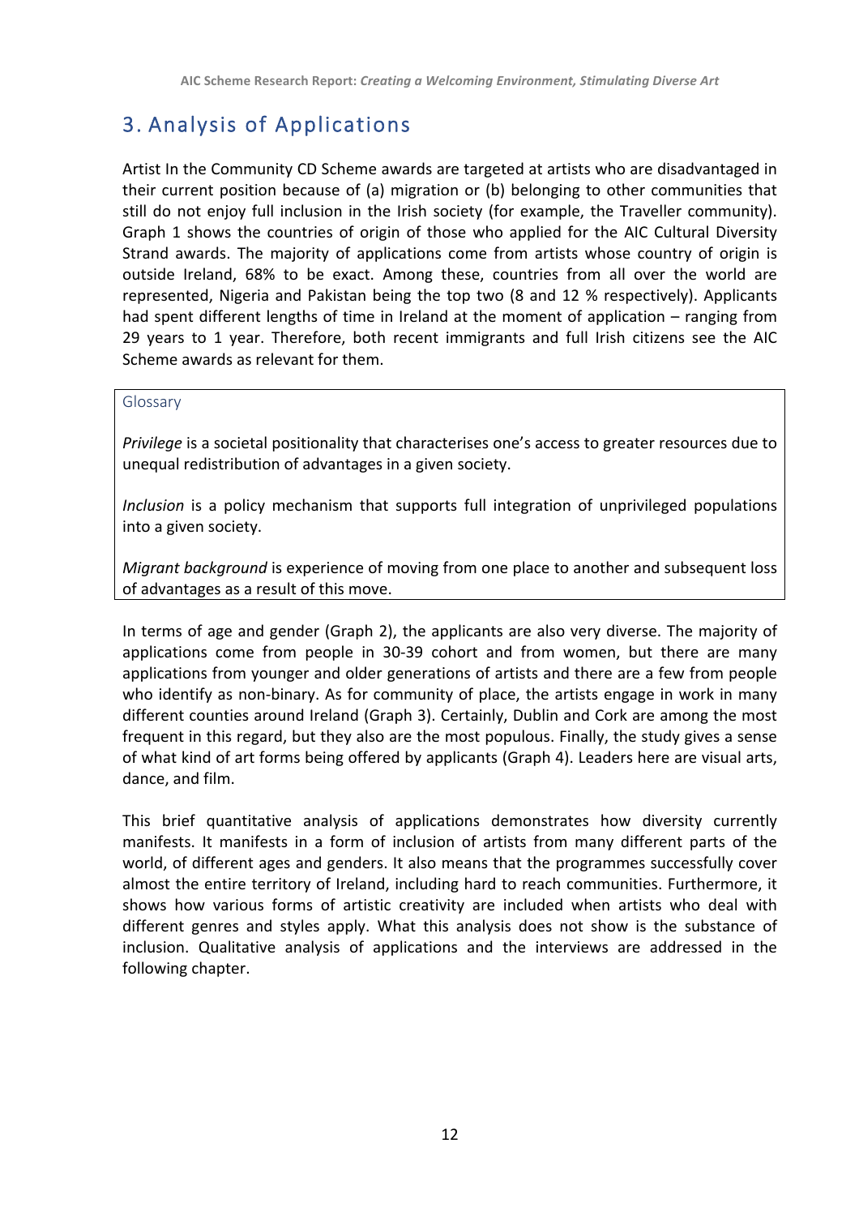## 3. Analysis of Applications

Artist In the Community CD Scheme awards are targeted at artists who are disadvantaged in their current position because of (a) migration or (b) belonging to other communities that still do not enjoy full inclusion in the Irish society (for example, the Traveller community). Graph 1 shows the countries of origin of those who applied for the AIC Cultural Diversity Strand awards. The majority of applications come from artists whose country of origin is outside Ireland, 68% to be exact. Among these, countries from all over the world are represented, Nigeria and Pakistan being the top two (8 and 12 % respectively). Applicants had spent different lengths of time in Ireland at the moment of application – ranging from 29 years to 1 year. Therefore, both recent immigrants and full Irish citizens see the AIC Scheme awards as relevant for them.

> Glossary
>
> *Privilege* is a societal positionality that characterises one's access to greater resources due to unequal redistribution of advantages in a given society.
>
> *Inclusion* is a policy mechanism that supports full integration of unprivileged populations into a given society.
>
> *Migrant background* is experience of moving from one place to another and subsequent loss of advantages as a result of this move.

In terms of age and gender (Graph 2), the applicants are also very diverse. The majority of applications come from people in 30-39 cohort and from women, but there are many applications from younger and older generations of artists and there are a few from people who identify as non-binary. As for community of place, the artists engage in work in many different counties around Ireland (Graph 3). Certainly, Dublin and Cork are among the most frequent in this regard, but they also are the most populous. Finally, the study gives a sense of what kind of art forms being offered by applicants (Graph 4). Leaders here are visual arts, dance, and film.

This brief quantitative analysis of applications demonstrates how diversity currently manifests. It manifests in a form of inclusion of artists from many different parts of the world, of different ages and genders. It also means that the programmes successfully cover almost the entire territory of Ireland, including hard to reach communities. Furthermore, it shows how various forms of artistic creativity are included when artists who deal with different genres and styles apply. What this analysis does not show is the substance of inclusion. Qualitative analysis of applications and the interviews are addressed in the following chapter.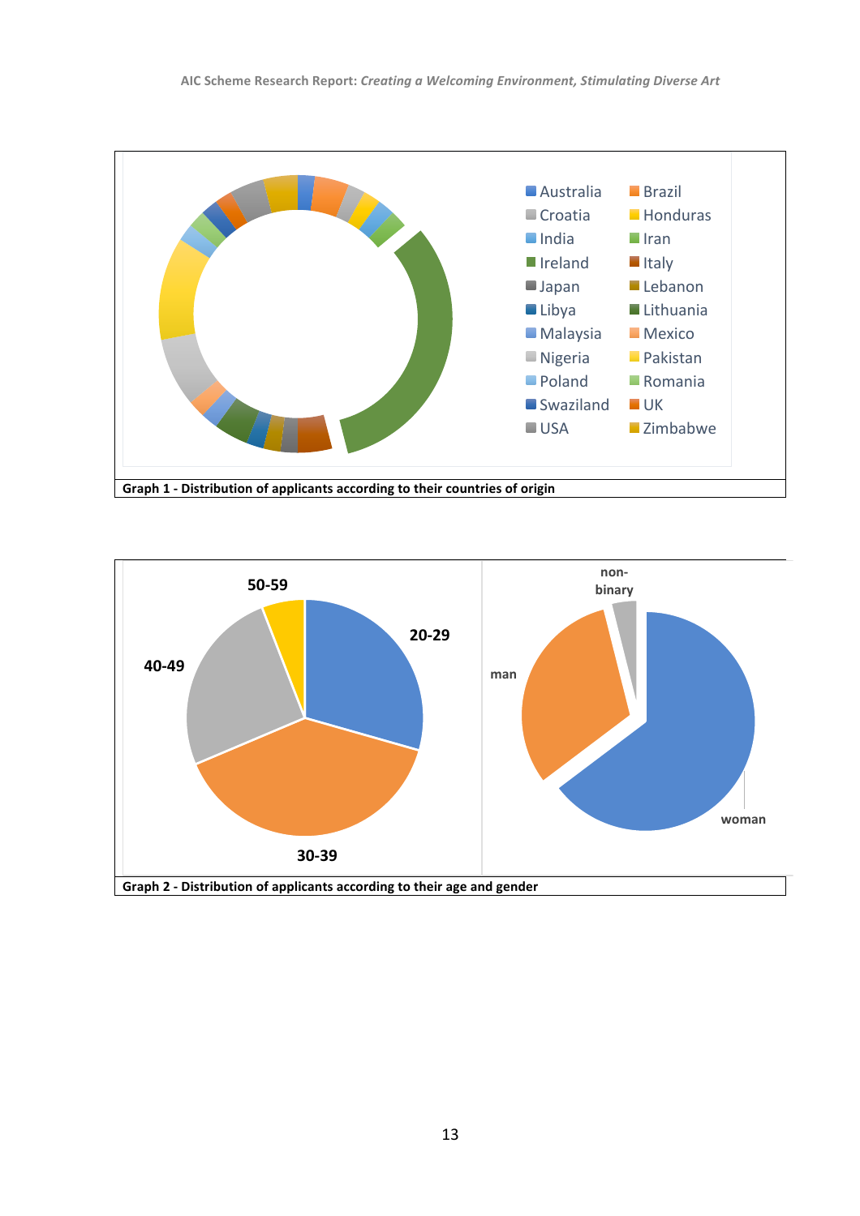Graph 1 - Distribution of applicants according to their countries of origin

Graph 2 - Distribution of applicants according to their age and gender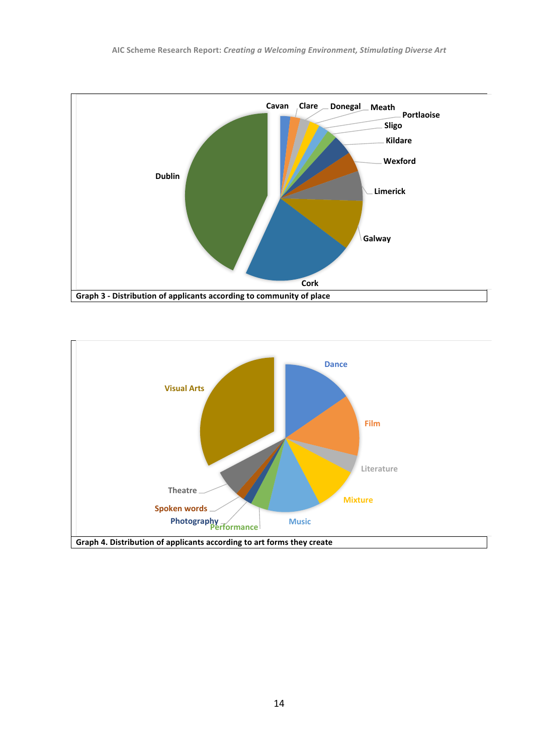Cavan, Clare, Donegal, Meath, Portlaoise, Sligo, Kildare, Wexford, Limerick, Galway, Cork, Dublin

**Graph 3 - Distribution of applicants according to community of place**

Dance, Film, Literature, Mixture, Music, Performance, Photography, Spoken words, Theatre, Visual Arts

**Graph 4. Distribution of applicants according to art forms they create**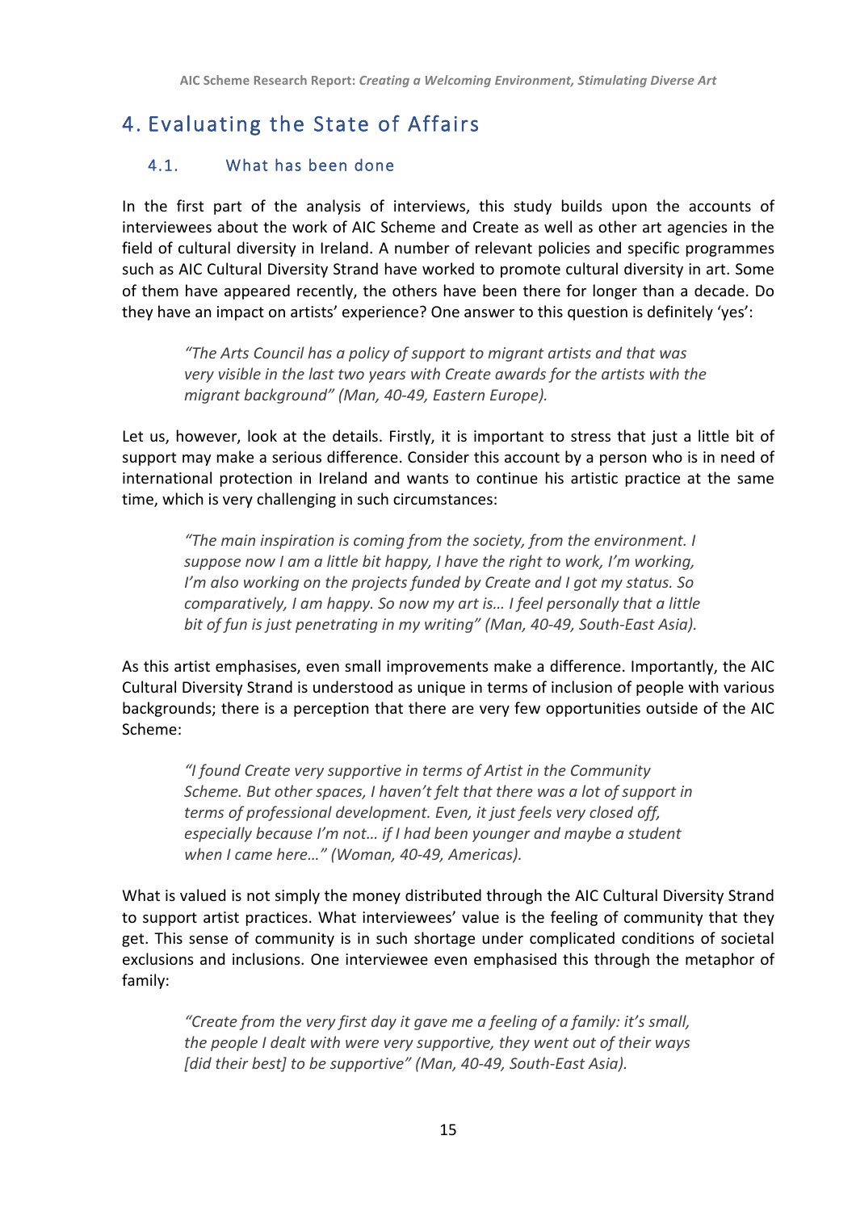# 4. Evaluating the State of Affairs

## 4.1. What has been done

In the first part of the analysis of interviews, this study builds upon the accounts of interviewees about the work of AIC Scheme and Create as well as other art agencies in the field of cultural diversity in Ireland. A number of relevant policies and specific programmes such as AIC Cultural Diversity Strand have worked to promote cultural diversity in art. Some of them have appeared recently, the others have been there for longer than a decade. Do they have an impact on artists' experience? One answer to this question is definitely 'yes':

> *"The Arts Council has a policy of support to migrant artists and that was very visible in the last two years with Create awards for the artists with the migrant background" (Man, 40-49, Eastern Europe).*

Let us, however, look at the details. Firstly, it is important to stress that just a little bit of support may make a serious difference. Consider this account by a person who is in need of international protection in Ireland and wants to continue his artistic practice at the same time, which is very challenging in such circumstances:

> *"The main inspiration is coming from the society, from the environment. I suppose now I am a little bit happy, I have the right to work, I'm working, I'm also working on the projects funded by Create and I got my status. So comparatively, I am happy. So now my art is… I feel personally that a little bit of fun is just penetrating in my writing" (Man, 40-49, South-East Asia).*

As this artist emphasises, even small improvements make a difference. Importantly, the AIC Cultural Diversity Strand is understood as unique in terms of inclusion of people with various backgrounds; there is a perception that there are very few opportunities outside of the AIC Scheme:

> *"I found Create very supportive in terms of Artist in the Community Scheme. But other spaces, I haven't felt that there was a lot of support in terms of professional development. Even, it just feels very closed off, especially because I'm not… if I had been younger and maybe a student when I came here…" (Woman, 40-49, Americas).*

What is valued is not simply the money distributed through the AIC Cultural Diversity Strand to support artist practices. What interviewees' value is the feeling of community that they get. This sense of community is in such shortage under complicated conditions of societal exclusions and inclusions. One interviewee even emphasised this through the metaphor of family:

> *"Create from the very first day it gave me a feeling of a family: it's small, the people I dealt with were very supportive, they went out of their ways [did their best] to be supportive" (Man, 40-49, South-East Asia).*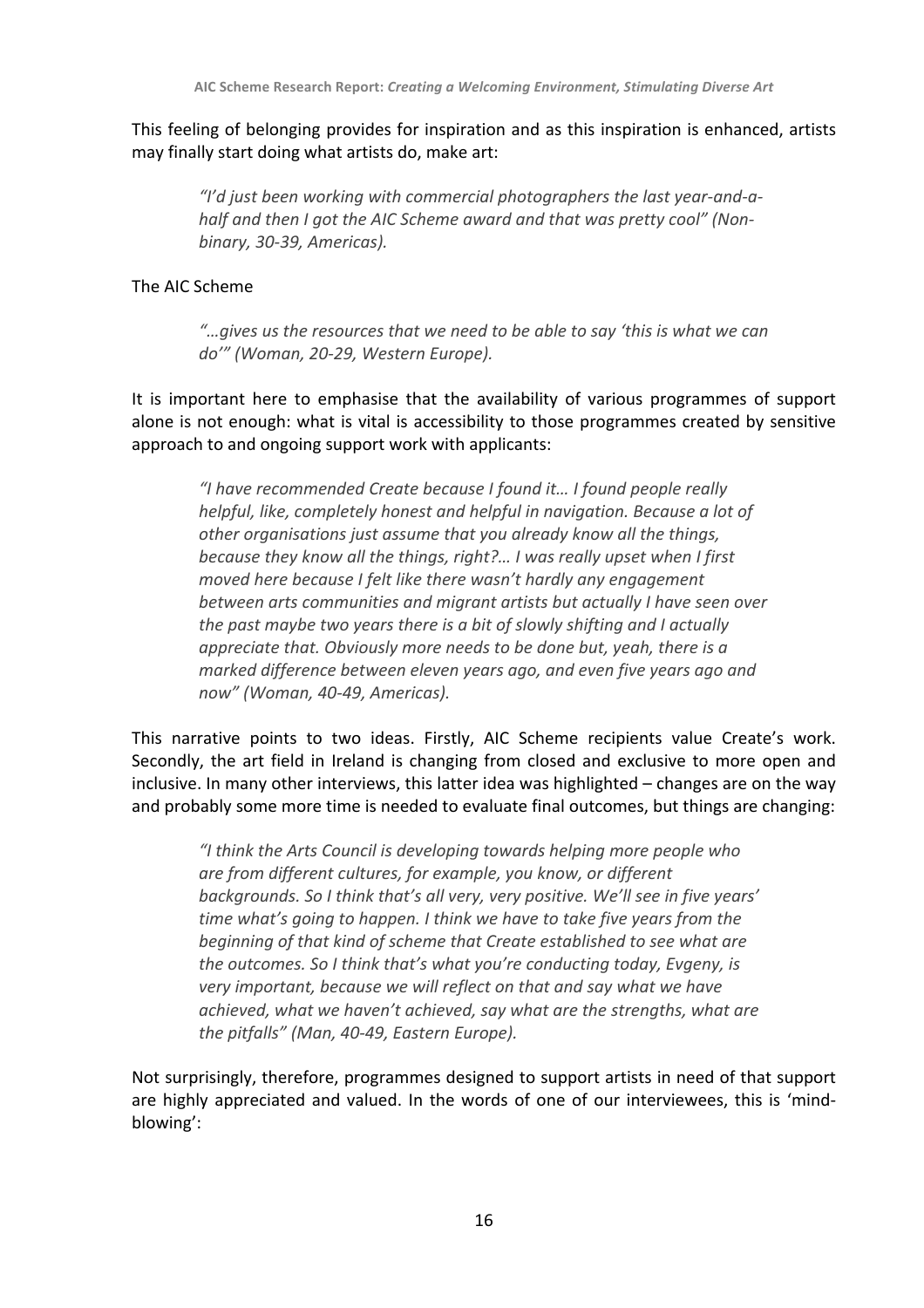This feeling of belonging provides for inspiration and as this inspiration is enhanced, artists may finally start doing what artists do, make art:

> *"I'd just been working with commercial photographers the last year-and-a-half and then I got the AIC Scheme award and that was pretty cool" (Non-binary, 30-39, Americas).*

The AIC Scheme

> *"…gives us the resources that we need to be able to say 'this is what we can do'" (Woman, 20-29, Western Europe).*

It is important here to emphasise that the availability of various programmes of support alone is not enough: what is vital is accessibility to those programmes created by sensitive approach to and ongoing support work with applicants:

> *"I have recommended Create because I found it… I found people really helpful, like, completely honest and helpful in navigation. Because a lot of other organisations just assume that you already know all the things, because they know all the things, right?… I was really upset when I first moved here because I felt like there wasn't hardly any engagement between arts communities and migrant artists but actually I have seen over the past maybe two years there is a bit of slowly shifting and I actually appreciate that. Obviously more needs to be done but, yeah, there is a marked difference between eleven years ago, and even five years ago and now" (Woman, 40-49, Americas).*

This narrative points to two ideas. Firstly, AIC Scheme recipients value Create's work. Secondly, the art field in Ireland is changing from closed and exclusive to more open and inclusive. In many other interviews, this latter idea was highlighted – changes are on the way and probably some more time is needed to evaluate final outcomes, but things are changing:

> *"I think the Arts Council is developing towards helping more people who are from different cultures, for example, you know, or different backgrounds. So I think that's all very, very positive. We'll see in five years' time what's going to happen. I think we have to take five years from the beginning of that kind of scheme that Create established to see what are the outcomes. So I think that's what you're conducting today, Evgeny, is very important, because we will reflect on that and say what we have achieved, what we haven't achieved, say what are the strengths, what are the pitfalls" (Man, 40-49, Eastern Europe).*

Not surprisingly, therefore, programmes designed to support artists in need of that support are highly appreciated and valued. In the words of one of our interviewees, this is 'mind-blowing':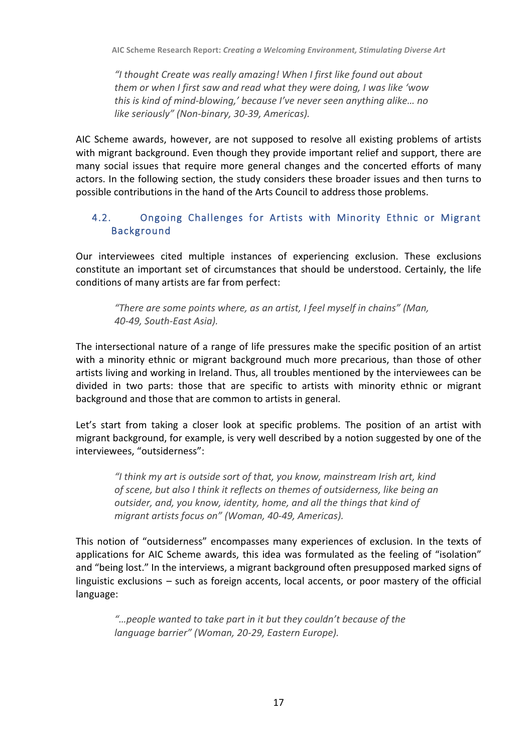> *"I thought Create was really amazing! When I first like found out about them or when I first saw and read what they were doing, I was like 'wow this is kind of mind-blowing,' because I've never seen anything alike… no like seriously" (Non-binary, 30-39, Americas).*

AIC Scheme awards, however, are not supposed to resolve all existing problems of artists with migrant background. Even though they provide important relief and support, there are many social issues that require more general changes and the concerted efforts of many actors. In the following section, the study considers these broader issues and then turns to possible contributions in the hand of the Arts Council to address those problems.

## 4.2. Ongoing Challenges for Artists with Minority Ethnic or Migrant Background

Our interviewees cited multiple instances of experiencing exclusion. These exclusions constitute an important set of circumstances that should be understood. Certainly, the life conditions of many artists are far from perfect:

> *"There are some points where, as an artist, I feel myself in chains" (Man, 40-49, South-East Asia).*

The intersectional nature of a range of life pressures make the specific position of an artist with a minority ethnic or migrant background much more precarious, than those of other artists living and working in Ireland. Thus, all troubles mentioned by the interviewees can be divided in two parts: those that are specific to artists with minority ethnic or migrant background and those that are common to artists in general.

Let's start from taking a closer look at specific problems. The position of an artist with migrant background, for example, is very well described by a notion suggested by one of the interviewees, "outsiderness":

> *"I think my art is outside sort of that, you know, mainstream Irish art, kind of scene, but also I think it reflects on themes of outsiderness, like being an outsider, and, you know, identity, home, and all the things that kind of migrant artists focus on" (Woman, 40-49, Americas).*

This notion of "outsiderness" encompasses many experiences of exclusion. In the texts of applications for AIC Scheme awards, this idea was formulated as the feeling of "isolation" and "being lost." In the interviews, a migrant background often presupposed marked signs of linguistic exclusions – such as foreign accents, local accents, or poor mastery of the official language:

> *"…people wanted to take part in it but they couldn't because of the language barrier" (Woman, 20-29, Eastern Europe).*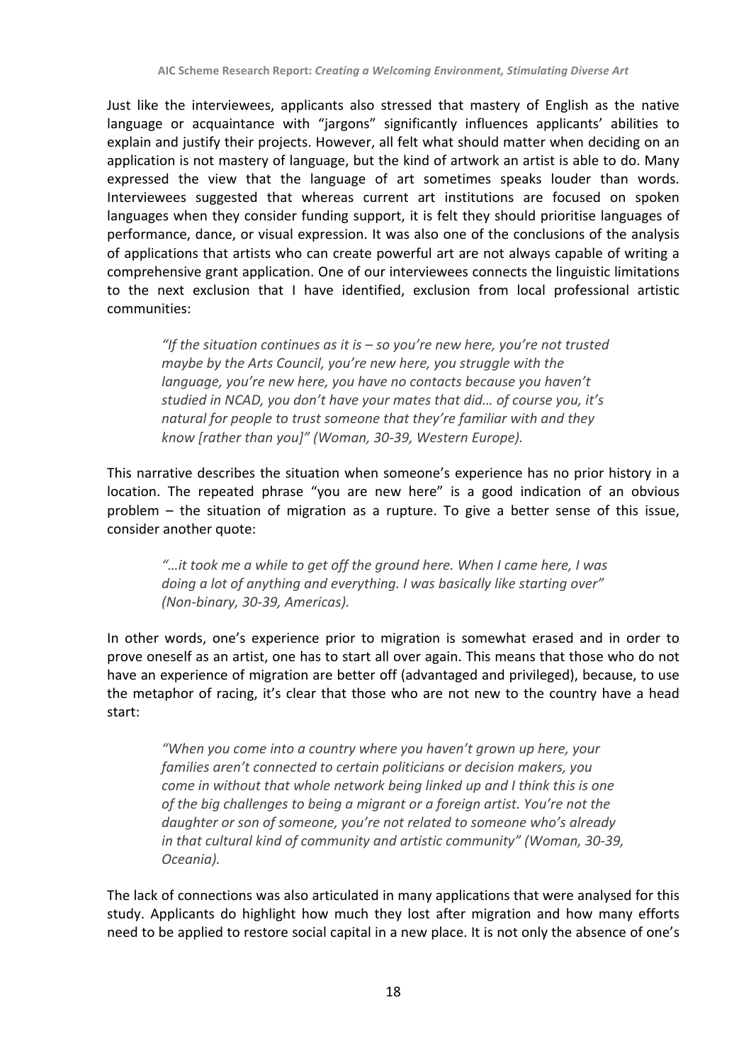Just like the interviewees, applicants also stressed that mastery of English as the native language or acquaintance with "jargons" significantly influences applicants' abilities to explain and justify their projects. However, all felt what should matter when deciding on an application is not mastery of language, but the kind of artwork an artist is able to do. Many expressed the view that the language of art sometimes speaks louder than words. Interviewees suggested that whereas current art institutions are focused on spoken languages when they consider funding support, it is felt they should prioritise languages of performance, dance, or visual expression. It was also one of the conclusions of the analysis of applications that artists who can create powerful art are not always capable of writing a comprehensive grant application. One of our interviewees connects the linguistic limitations to the next exclusion that I have identified, exclusion from local professional artistic communities:

> *"If the situation continues as it is – so you're new here, you're not trusted maybe by the Arts Council, you're new here, you struggle with the language, you're new here, you have no contacts because you haven't studied in NCAD, you don't have your mates that did… of course you, it's natural for people to trust someone that they're familiar with and they know [rather than you]" (Woman, 30-39, Western Europe).*

This narrative describes the situation when someone's experience has no prior history in a location. The repeated phrase "you are new here" is a good indication of an obvious problem – the situation of migration as a rupture. To give a better sense of this issue, consider another quote:

> *"…it took me a while to get off the ground here. When I came here, I was doing a lot of anything and everything. I was basically like starting over" (Non-binary, 30-39, Americas).*

In other words, one's experience prior to migration is somewhat erased and in order to prove oneself as an artist, one has to start all over again. This means that those who do not have an experience of migration are better off (advantaged and privileged), because, to use the metaphor of racing, it's clear that those who are not new to the country have a head start:

> *"When you come into a country where you haven't grown up here, your families aren't connected to certain politicians or decision makers, you come in without that whole network being linked up and I think this is one of the big challenges to being a migrant or a foreign artist. You're not the daughter or son of someone, you're not related to someone who's already in that cultural kind of community and artistic community" (Woman, 30-39, Oceania).*

The lack of connections was also articulated in many applications that were analysed for this study. Applicants do highlight how much they lost after migration and how many efforts need to be applied to restore social capital in a new place. It is not only the absence of one's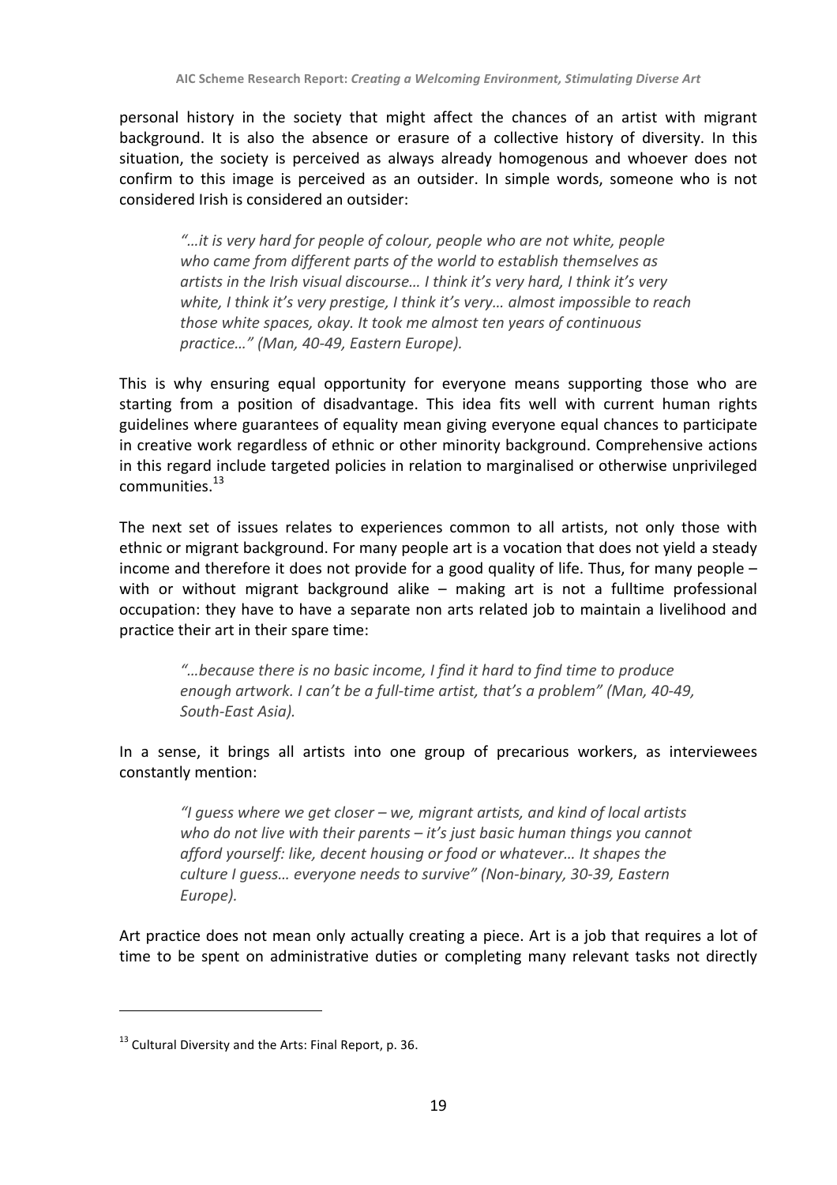personal history in the society that might affect the chances of an artist with migrant background. It is also the absence or erasure of a collective history of diversity. In this situation, the society is perceived as always already homogenous and whoever does not confirm to this image is perceived as an outsider. In simple words, someone who is not considered Irish is considered an outsider:

> *"…it is very hard for people of colour, people who are not white, people who came from different parts of the world to establish themselves as artists in the Irish visual discourse… I think it's very hard, I think it's very white, I think it's very prestige, I think it's very… almost impossible to reach those white spaces, okay. It took me almost ten years of continuous practice…" (Man, 40-49, Eastern Europe).*

This is why ensuring equal opportunity for everyone means supporting those who are starting from a position of disadvantage. This idea fits well with current human rights guidelines where guarantees of equality mean giving everyone equal chances to participate in creative work regardless of ethnic or other minority background. Comprehensive actions in this regard include targeted policies in relation to marginalised or otherwise unprivileged communities.[13]

The next set of issues relates to experiences common to all artists, not only those with ethnic or migrant background. For many people art is a vocation that does not yield a steady income and therefore it does not provide for a good quality of life. Thus, for many people – with or without migrant background alike – making art is not a fulltime professional occupation: they have to have a separate non arts related job to maintain a livelihood and practice their art in their spare time:

> *"…because there is no basic income, I find it hard to find time to produce enough artwork. I can't be a full-time artist, that's a problem" (Man, 40-49, South-East Asia).*

In a sense, it brings all artists into one group of precarious workers, as interviewees constantly mention:

> *"I guess where we get closer – we, migrant artists, and kind of local artists who do not live with their parents – it's just basic human things you cannot afford yourself: like, decent housing or food or whatever… It shapes the culture I guess… everyone needs to survive" (Non-binary, 30-39, Eastern Europe).*

Art practice does not mean only actually creating a piece. Art is a job that requires a lot of time to be spent on administrative duties or completing many relevant tasks not directly

[13] Cultural Diversity and the Arts: Final Report, p. 36.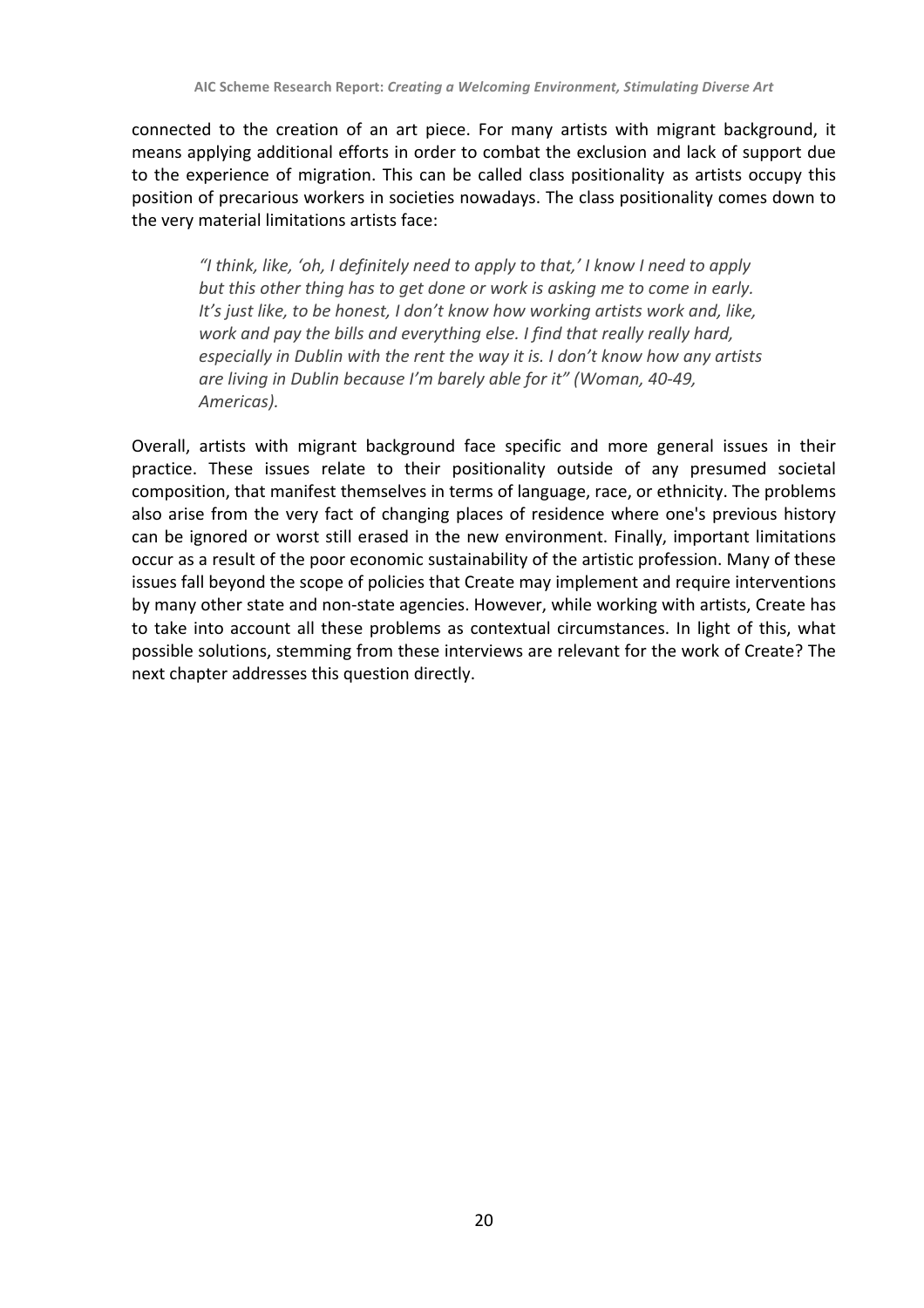connected to the creation of an art piece. For many artists with migrant background, it means applying additional efforts in order to combat the exclusion and lack of support due to the experience of migration. This can be called class positionality as artists occupy this position of precarious workers in societies nowadays. The class positionality comes down to the very material limitations artists face:

> *"I think, like, 'oh, I definitely need to apply to that,' I know I need to apply but this other thing has to get done or work is asking me to come in early. It's just like, to be honest, I don't know how working artists work and, like, work and pay the bills and everything else. I find that really really hard, especially in Dublin with the rent the way it is. I don't know how any artists are living in Dublin because I'm barely able for it" (Woman, 40-49, Americas).*

Overall, artists with migrant background face specific and more general issues in their practice. These issues relate to their positionality outside of any presumed societal composition, that manifest themselves in terms of language, race, or ethnicity. The problems also arise from the very fact of changing places of residence where one's previous history can be ignored or worst still erased in the new environment. Finally, important limitations occur as a result of the poor economic sustainability of the artistic profession. Many of these issues fall beyond the scope of policies that Create may implement and require interventions by many other state and non-state agencies. However, while working with artists, Create has to take into account all these problems as contextual circumstances. In light of this, what possible solutions, stemming from these interviews are relevant for the work of Create? The next chapter addresses this question directly.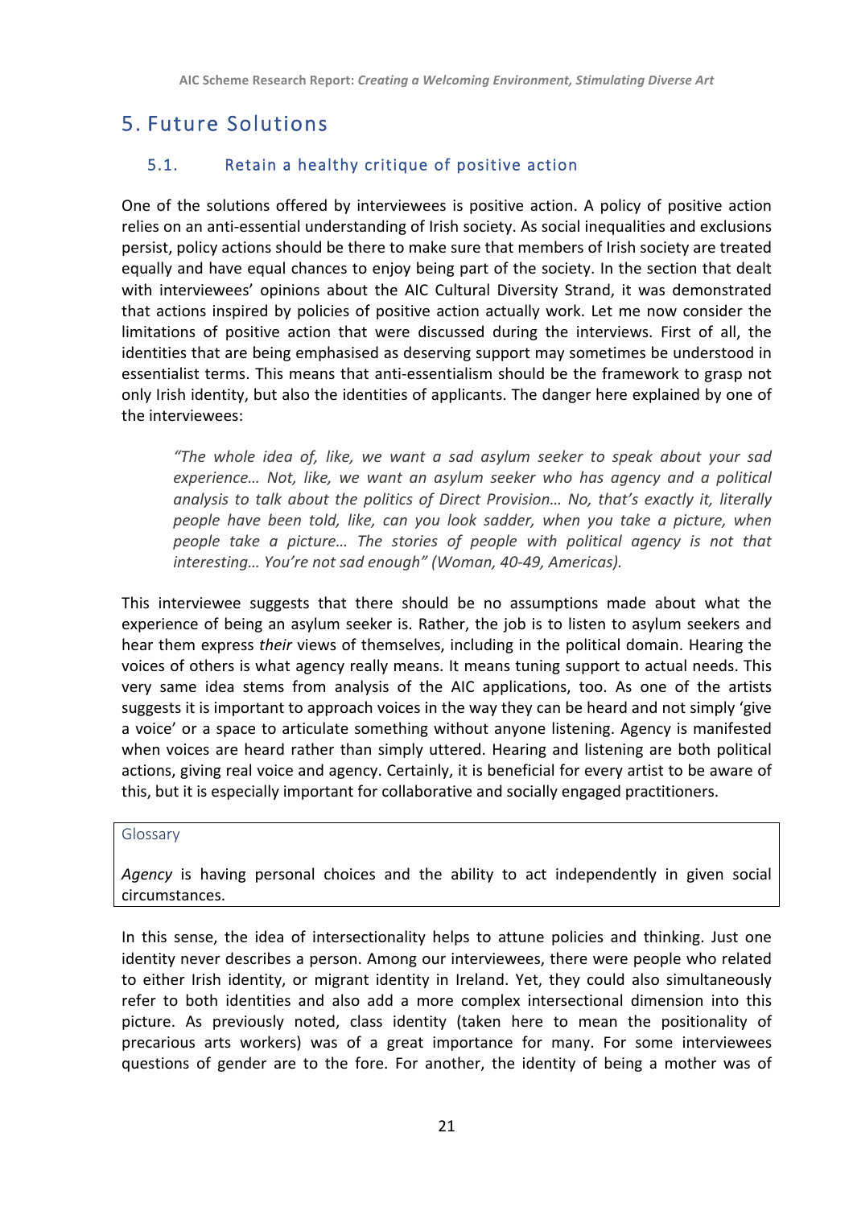## 5. Future Solutions

### 5.1. Retain a healthy critique of positive action

One of the solutions offered by interviewees is positive action. A policy of positive action relies on an anti-essential understanding of Irish society. As social inequalities and exclusions persist, policy actions should be there to make sure that members of Irish society are treated equally and have equal chances to enjoy being part of the society. In the section that dealt with interviewees' opinions about the AIC Cultural Diversity Strand, it was demonstrated that actions inspired by policies of positive action actually work. Let me now consider the limitations of positive action that were discussed during the interviews. First of all, the identities that are being emphasised as deserving support may sometimes be understood in essentialist terms. This means that anti-essentialism should be the framework to grasp not only Irish identity, but also the identities of applicants. The danger here explained by one of the interviewees:

> *"The whole idea of, like, we want a sad asylum seeker to speak about your sad experience… Not, like, we want an asylum seeker who has agency and a political analysis to talk about the politics of Direct Provision… No, that's exactly it, literally people have been told, like, can you look sadder, when you take a picture, when people take a picture… The stories of people with political agency is not that interesting… You're not sad enough" (Woman, 40-49, Americas).*

This interviewee suggests that there should be no assumptions made about what the experience of being an asylum seeker is. Rather, the job is to listen to asylum seekers and hear them express *their* views of themselves, including in the political domain. Hearing the voices of others is what agency really means. It means tuning support to actual needs. This very same idea stems from analysis of the AIC applications, too. As one of the artists suggests it is important to approach voices in the way they can be heard and not simply 'give a voice' or a space to articulate something without anyone listening. Agency is manifested when voices are heard rather than simply uttered. Hearing and listening are both political actions, giving real voice and agency. Certainly, it is beneficial for every artist to be aware of this, but it is especially important for collaborative and socially engaged practitioners.

> Glossary
>
> *Agency* is having personal choices and the ability to act independently in given social circumstances.

In this sense, the idea of intersectionality helps to attune policies and thinking. Just one identity never describes a person. Among our interviewees, there were people who related to either Irish identity, or migrant identity in Ireland. Yet, they could also simultaneously refer to both identities and also add a more complex intersectional dimension into this picture. As previously noted, class identity (taken here to mean the positionality of precarious arts workers) was of a great importance for many. For some interviewees questions of gender are to the fore. For another, the identity of being a mother was of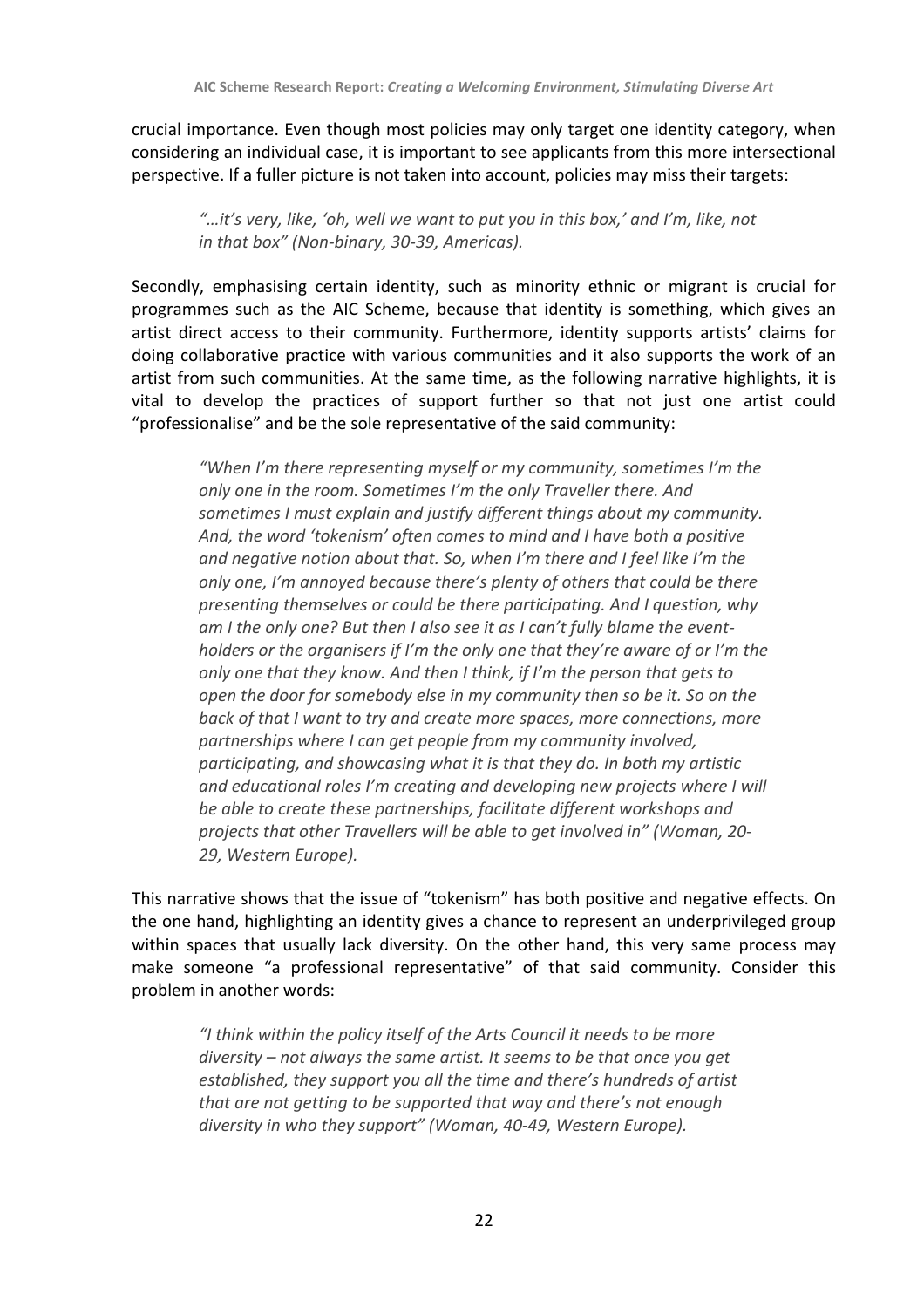crucial importance. Even though most policies may only target one identity category, when considering an individual case, it is important to see applicants from this more intersectional perspective. If a fuller picture is not taken into account, policies may miss their targets:

> *"…it's very, like, 'oh, well we want to put you in this box,' and I'm, like, not in that box" (Non-binary, 30-39, Americas).*

Secondly, emphasising certain identity, such as minority ethnic or migrant is crucial for programmes such as the AIC Scheme, because that identity is something, which gives an artist direct access to their community. Furthermore, identity supports artists' claims for doing collaborative practice with various communities and it also supports the work of an artist from such communities. At the same time, as the following narrative highlights, it is vital to develop the practices of support further so that not just one artist could "professionalise" and be the sole representative of the said community:

> *"When I'm there representing myself or my community, sometimes I'm the only one in the room. Sometimes I'm the only Traveller there. And sometimes I must explain and justify different things about my community. And, the word 'tokenism' often comes to mind and I have both a positive and negative notion about that. So, when I'm there and I feel like I'm the only one, I'm annoyed because there's plenty of others that could be there presenting themselves or could be there participating. And I question, why am I the only one? But then I also see it as I can't fully blame the event-holders or the organisers if I'm the only one that they're aware of or I'm the only one that they know. And then I think, if I'm the person that gets to open the door for somebody else in my community then so be it. So on the back of that I want to try and create more spaces, more connections, more partnerships where I can get people from my community involved, participating, and showcasing what it is that they do. In both my artistic and educational roles I'm creating and developing new projects where I will be able to create these partnerships, facilitate different workshops and projects that other Travellers will be able to get involved in" (Woman, 20-29, Western Europe).*

This narrative shows that the issue of "tokenism" has both positive and negative effects. On the one hand, highlighting an identity gives a chance to represent an underprivileged group within spaces that usually lack diversity. On the other hand, this very same process may make someone "a professional representative" of that said community. Consider this problem in another words:

> *"I think within the policy itself of the Arts Council it needs to be more diversity – not always the same artist. It seems to be that once you get established, they support you all the time and there's hundreds of artist that are not getting to be supported that way and there's not enough diversity in who they support" (Woman, 40-49, Western Europe).*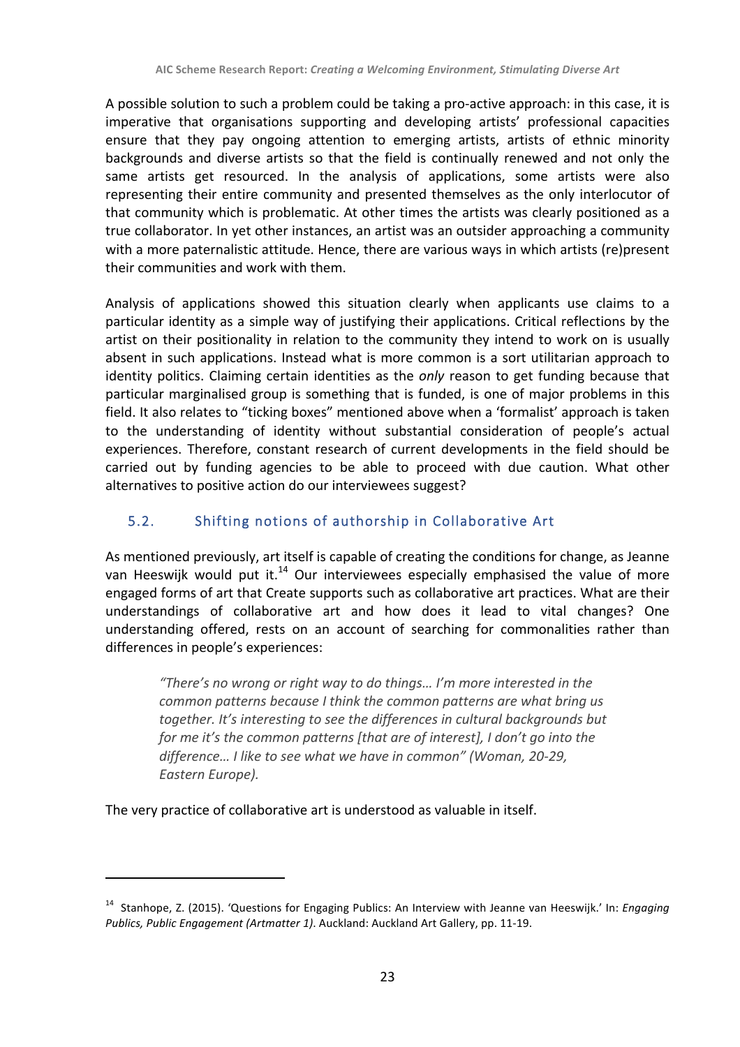A possible solution to such a problem could be taking a pro-active approach: in this case, it is imperative that organisations supporting and developing artists' professional capacities ensure that they pay ongoing attention to emerging artists, artists of ethnic minority backgrounds and diverse artists so that the field is continually renewed and not only the same artists get resourced. In the analysis of applications, some artists were also representing their entire community and presented themselves as the only interlocutor of that community which is problematic. At other times the artists was clearly positioned as a true collaborator. In yet other instances, an artist was an outsider approaching a community with a more paternalistic attitude. Hence, there are various ways in which artists (re)present their communities and work with them.

Analysis of applications showed this situation clearly when applicants use claims to a particular identity as a simple way of justifying their applications. Critical reflections by the artist on their positionality in relation to the community they intend to work on is usually absent in such applications. Instead what is more common is a sort utilitarian approach to identity politics. Claiming certain identities as the *only* reason to get funding because that particular marginalised group is something that is funded, is one of major problems in this field. It also relates to "ticking boxes" mentioned above when a 'formalist' approach is taken to the understanding of identity without substantial consideration of people's actual experiences. Therefore, constant research of current developments in the field should be carried out by funding agencies to be able to proceed with due caution. What other alternatives to positive action do our interviewees suggest?

## 5.2. Shifting notions of authorship in Collaborative Art

As mentioned previously, art itself is capable of creating the conditions for change, as Jeanne van Heeswijk would put it.[14] Our interviewees especially emphasised the value of more engaged forms of art that Create supports such as collaborative art practices. What are their understandings of collaborative art and how does it lead to vital changes? One understanding offered, rests on an account of searching for commonalities rather than differences in people's experiences:

> *"There's no wrong or right way to do things… I'm more interested in the common patterns because I think the common patterns are what bring us together. It's interesting to see the differences in cultural backgrounds but for me it's the common patterns [that are of interest], I don't go into the difference… I like to see what we have in common" (Woman, 20-29, Eastern Europe).*

The very practice of collaborative art is understood as valuable in itself.

---

[14] Stanhope, Z. (2015). 'Questions for Engaging Publics: An Interview with Jeanne van Heeswijk.' In: *Engaging Publics, Public Engagement (Artmatter 1)*. Auckland: Auckland Art Gallery, pp. 11-19.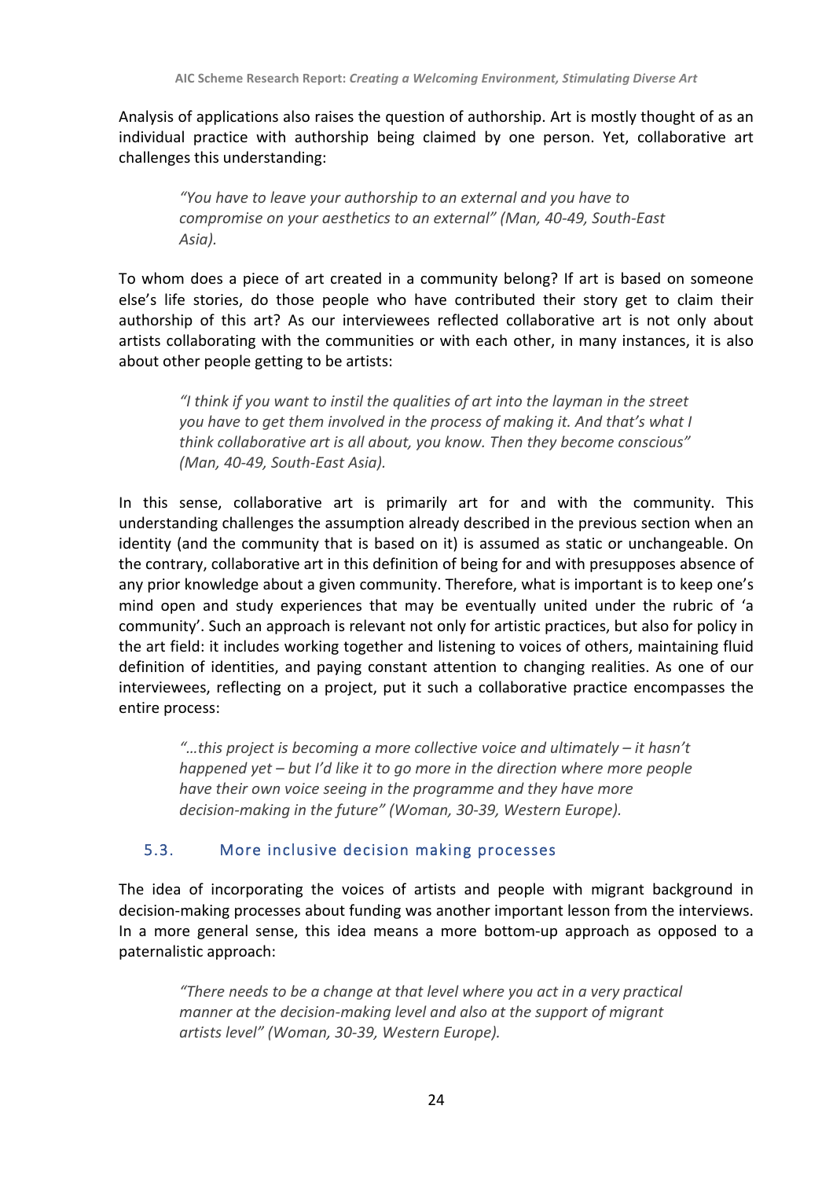Analysis of applications also raises the question of authorship. Art is mostly thought of as an individual practice with authorship being claimed by one person. Yet, collaborative art challenges this understanding:

> *"You have to leave your authorship to an external and you have to compromise on your aesthetics to an external" (Man, 40-49, South-East Asia).*

To whom does a piece of art created in a community belong? If art is based on someone else's life stories, do those people who have contributed their story get to claim their authorship of this art? As our interviewees reflected collaborative art is not only about artists collaborating with the communities or with each other, in many instances, it is also about other people getting to be artists:

> *"I think if you want to instil the qualities of art into the layman in the street you have to get them involved in the process of making it. And that's what I think collaborative art is all about, you know. Then they become conscious" (Man, 40-49, South-East Asia).*

In this sense, collaborative art is primarily art for and with the community. This understanding challenges the assumption already described in the previous section when an identity (and the community that is based on it) is assumed as static or unchangeable. On the contrary, collaborative art in this definition of being for and with presupposes absence of any prior knowledge about a given community. Therefore, what is important is to keep one's mind open and study experiences that may be eventually united under the rubric of 'a community'. Such an approach is relevant not only for artistic practices, but also for policy in the art field: it includes working together and listening to voices of others, maintaining fluid definition of identities, and paying constant attention to changing realities. As one of our interviewees, reflecting on a project, put it such a collaborative practice encompasses the entire process:

> *"…this project is becoming a more collective voice and ultimately – it hasn't happened yet – but I'd like it to go more in the direction where more people have their own voice seeing in the programme and they have more decision-making in the future" (Woman, 30-39, Western Europe).*

### 5.3. More inclusive decision making processes

The idea of incorporating the voices of artists and people with migrant background in decision-making processes about funding was another important lesson from the interviews. In a more general sense, this idea means a more bottom-up approach as opposed to a paternalistic approach:

> *"There needs to be a change at that level where you act in a very practical manner at the decision-making level and also at the support of migrant artists level" (Woman, 30-39, Western Europe).*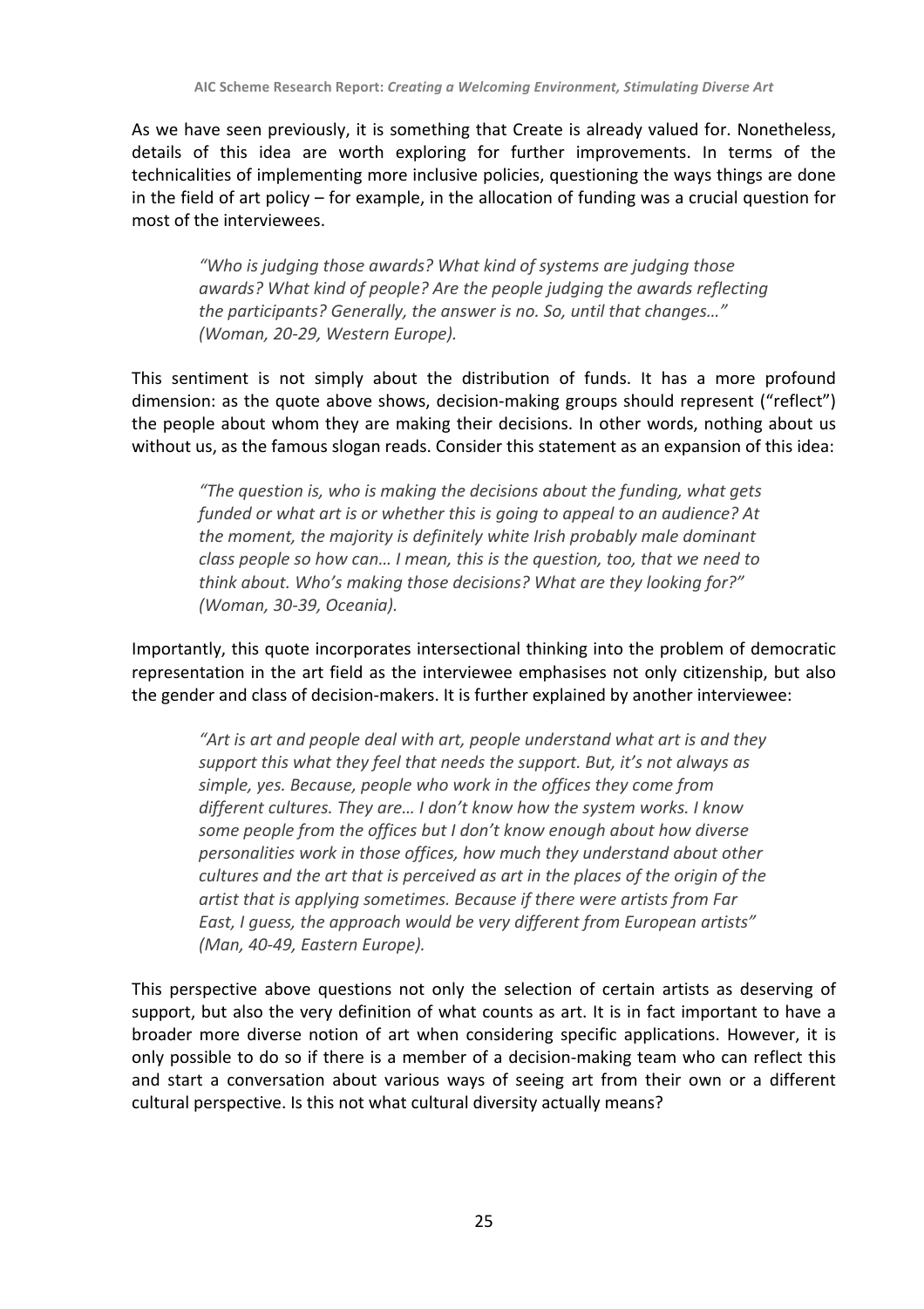As we have seen previously, it is something that Create is already valued for. Nonetheless, details of this idea are worth exploring for further improvements. In terms of the technicalities of implementing more inclusive policies, questioning the ways things are done in the field of art policy – for example, in the allocation of funding was a crucial question for most of the interviewees.

> *"Who is judging those awards? What kind of systems are judging those awards? What kind of people? Are the people judging the awards reflecting the participants? Generally, the answer is no. So, until that changes…" (Woman, 20-29, Western Europe).*

This sentiment is not simply about the distribution of funds. It has a more profound dimension: as the quote above shows, decision-making groups should represent ("reflect") the people about whom they are making their decisions. In other words, nothing about us without us, as the famous slogan reads. Consider this statement as an expansion of this idea:

> *"The question is, who is making the decisions about the funding, what gets funded or what art is or whether this is going to appeal to an audience? At the moment, the majority is definitely white Irish probably male dominant class people so how can… I mean, this is the question, too, that we need to think about. Who's making those decisions? What are they looking for?" (Woman, 30-39, Oceania).*

Importantly, this quote incorporates intersectional thinking into the problem of democratic representation in the art field as the interviewee emphasises not only citizenship, but also the gender and class of decision-makers. It is further explained by another interviewee:

> *"Art is art and people deal with art, people understand what art is and they support this what they feel that needs the support. But, it's not always as simple, yes. Because, people who work in the offices they come from different cultures. They are… I don't know how the system works. I know some people from the offices but I don't know enough about how diverse personalities work in those offices, how much they understand about other cultures and the art that is perceived as art in the places of the origin of the artist that is applying sometimes. Because if there were artists from Far East, I guess, the approach would be very different from European artists" (Man, 40-49, Eastern Europe).*

This perspective above questions not only the selection of certain artists as deserving of support, but also the very definition of what counts as art. It is in fact important to have a broader more diverse notion of art when considering specific applications. However, it is only possible to do so if there is a member of a decision-making team who can reflect this and start a conversation about various ways of seeing art from their own or a different cultural perspective. Is this not what cultural diversity actually means?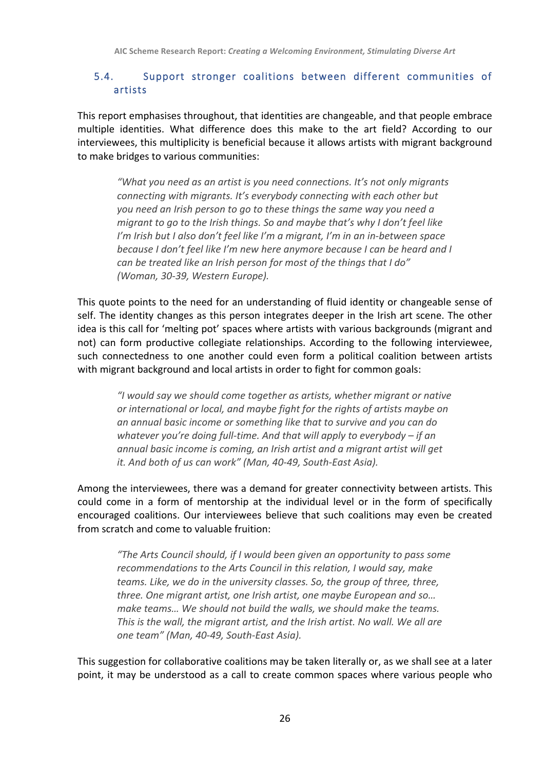### 5.4. Support stronger coalitions between different communities of artists

This report emphasises throughout, that identities are changeable, and that people embrace multiple identities. What difference does this make to the art field? According to our interviewees, this multiplicity is beneficial because it allows artists with migrant background to make bridges to various communities:

> *"What you need as an artist is you need connections. It's not only migrants connecting with migrants. It's everybody connecting with each other but you need an Irish person to go to these things the same way you need a migrant to go to the Irish things. So and maybe that's why I don't feel like I'm Irish but I also don't feel like I'm a migrant, I'm in an in-between space because I don't feel like I'm new here anymore because I can be heard and I can be treated like an Irish person for most of the things that I do" (Woman, 30-39, Western Europe).*

This quote points to the need for an understanding of fluid identity or changeable sense of self. The identity changes as this person integrates deeper in the Irish art scene. The other idea is this call for 'melting pot' spaces where artists with various backgrounds (migrant and not) can form productive collegiate relationships. According to the following interviewee, such connectedness to one another could even form a political coalition between artists with migrant background and local artists in order to fight for common goals:

> *"I would say we should come together as artists, whether migrant or native or international or local, and maybe fight for the rights of artists maybe on an annual basic income or something like that to survive and you can do whatever you're doing full-time. And that will apply to everybody – if an annual basic income is coming, an Irish artist and a migrant artist will get it. And both of us can work" (Man, 40-49, South-East Asia).*

Among the interviewees, there was a demand for greater connectivity between artists. This could come in a form of mentorship at the individual level or in the form of specifically encouraged coalitions. Our interviewees believe that such coalitions may even be created from scratch and come to valuable fruition:

> *"The Arts Council should, if I would been given an opportunity to pass some recommendations to the Arts Council in this relation, I would say, make teams. Like, we do in the university classes. So, the group of three, three, three. One migrant artist, one Irish artist, one maybe European and so… make teams… We should not build the walls, we should make the teams. This is the wall, the migrant artist, and the Irish artist. No wall. We all are one team" (Man, 40-49, South-East Asia).*

This suggestion for collaborative coalitions may be taken literally or, as we shall see at a later point, it may be understood as a call to create common spaces where various people who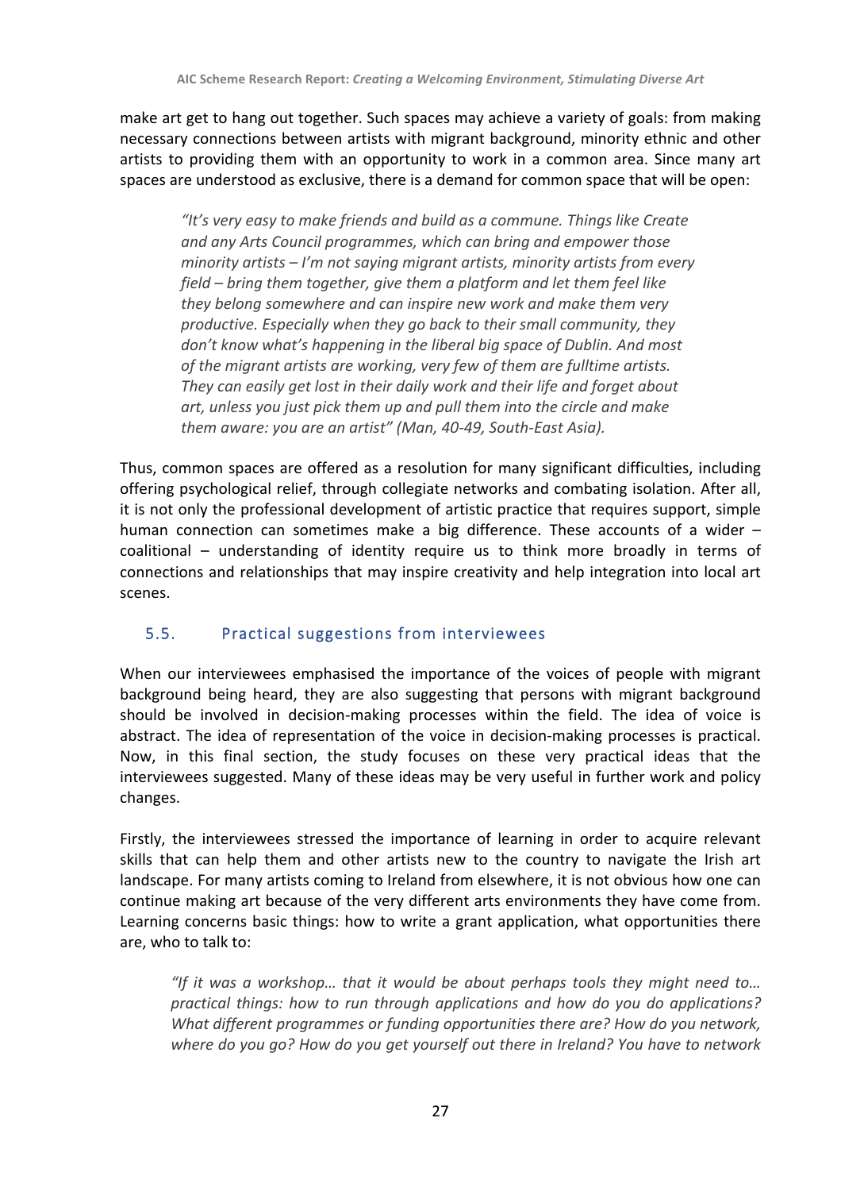make art get to hang out together. Such spaces may achieve a variety of goals: from making necessary connections between artists with migrant background, minority ethnic and other artists to providing them with an opportunity to work in a common area. Since many art spaces are understood as exclusive, there is a demand for common space that will be open:

> *"It's very easy to make friends and build as a commune. Things like Create and any Arts Council programmes, which can bring and empower those minority artists – I'm not saying migrant artists, minority artists from every field – bring them together, give them a platform and let them feel like they belong somewhere and can inspire new work and make them very productive. Especially when they go back to their small community, they don't know what's happening in the liberal big space of Dublin. And most of the migrant artists are working, very few of them are fulltime artists. They can easily get lost in their daily work and their life and forget about art, unless you just pick them up and pull them into the circle and make them aware: you are an artist" (Man, 40-49, South-East Asia).*

Thus, common spaces are offered as a resolution for many significant difficulties, including offering psychological relief, through collegiate networks and combating isolation. After all, it is not only the professional development of artistic practice that requires support, simple human connection can sometimes make a big difference. These accounts of a wider – coalitional – understanding of identity require us to think more broadly in terms of connections and relationships that may inspire creativity and help integration into local art scenes.

## 5.5. Practical suggestions from interviewees

When our interviewees emphasised the importance of the voices of people with migrant background being heard, they are also suggesting that persons with migrant background should be involved in decision-making processes within the field. The idea of voice is abstract. The idea of representation of the voice in decision-making processes is practical. Now, in this final section, the study focuses on these very practical ideas that the interviewees suggested. Many of these ideas may be very useful in further work and policy changes.

Firstly, the interviewees stressed the importance of learning in order to acquire relevant skills that can help them and other artists new to the country to navigate the Irish art landscape. For many artists coming to Ireland from elsewhere, it is not obvious how one can continue making art because of the very different arts environments they have come from. Learning concerns basic things: how to write a grant application, what opportunities there are, who to talk to:

> *"If it was a workshop… that it would be about perhaps tools they might need to… practical things: how to run through applications and how do you do applications? What different programmes or funding opportunities there are? How do you network, where do you go? How do you get yourself out there in Ireland? You have to network*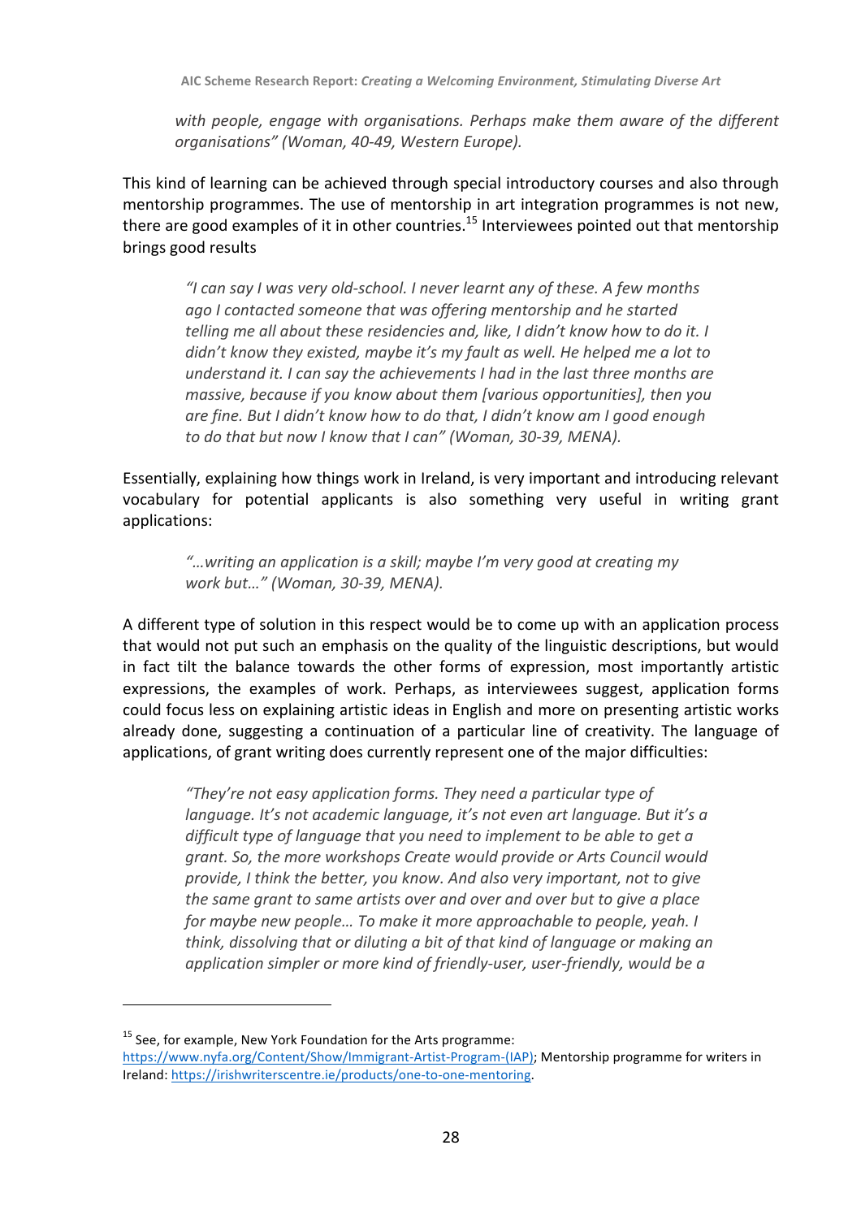> *with people, engage with organisations. Perhaps make them aware of the different organisations" (Woman, 40-49, Western Europe).*

This kind of learning can be achieved through special introductory courses and also through mentorship programmes. The use of mentorship in art integration programmes is not new, there are good examples of it in other countries.[15] Interviewees pointed out that mentorship brings good results

> *"I can say I was very old-school. I never learnt any of these. A few months ago I contacted someone that was offering mentorship and he started telling me all about these residencies and, like, I didn't know how to do it. I didn't know they existed, maybe it's my fault as well. He helped me a lot to understand it. I can say the achievements I had in the last three months are massive, because if you know about them [various opportunities], then you are fine. But I didn't know how to do that, I didn't know am I good enough to do that but now I know that I can" (Woman, 30-39, MENA).*

Essentially, explaining how things work in Ireland, is very important and introducing relevant vocabulary for potential applicants is also something very useful in writing grant applications:

> *"…writing an application is a skill; maybe I'm very good at creating my work but…" (Woman, 30-39, MENA).*

A different type of solution in this respect would be to come up with an application process that would not put such an emphasis on the quality of the linguistic descriptions, but would in fact tilt the balance towards the other forms of expression, most importantly artistic expressions, the examples of work. Perhaps, as interviewees suggest, application forms could focus less on explaining artistic ideas in English and more on presenting artistic works already done, suggesting a continuation of a particular line of creativity. The language of applications, of grant writing does currently represent one of the major difficulties:

> *"They're not easy application forms. They need a particular type of language. It's not academic language, it's not even art language. But it's a difficult type of language that you need to implement to be able to get a grant. So, the more workshops Create would provide or Arts Council would provide, I think the better, you know. And also very important, not to give the same grant to same artists over and over and over but to give a place for maybe new people… To make it more approachable to people, yeah. I think, dissolving that or diluting a bit of that kind of language or making an application simpler or more kind of friendly-user, user-friendly, would be a*

---

[15] See, for example, New York Foundation for the Arts programme: https://www.nyfa.org/Content/Show/Immigrant-Artist-Program-(IAP); Mentorship programme for writers in Ireland: https://irishwriterscentre.ie/products/one-to-one-mentoring.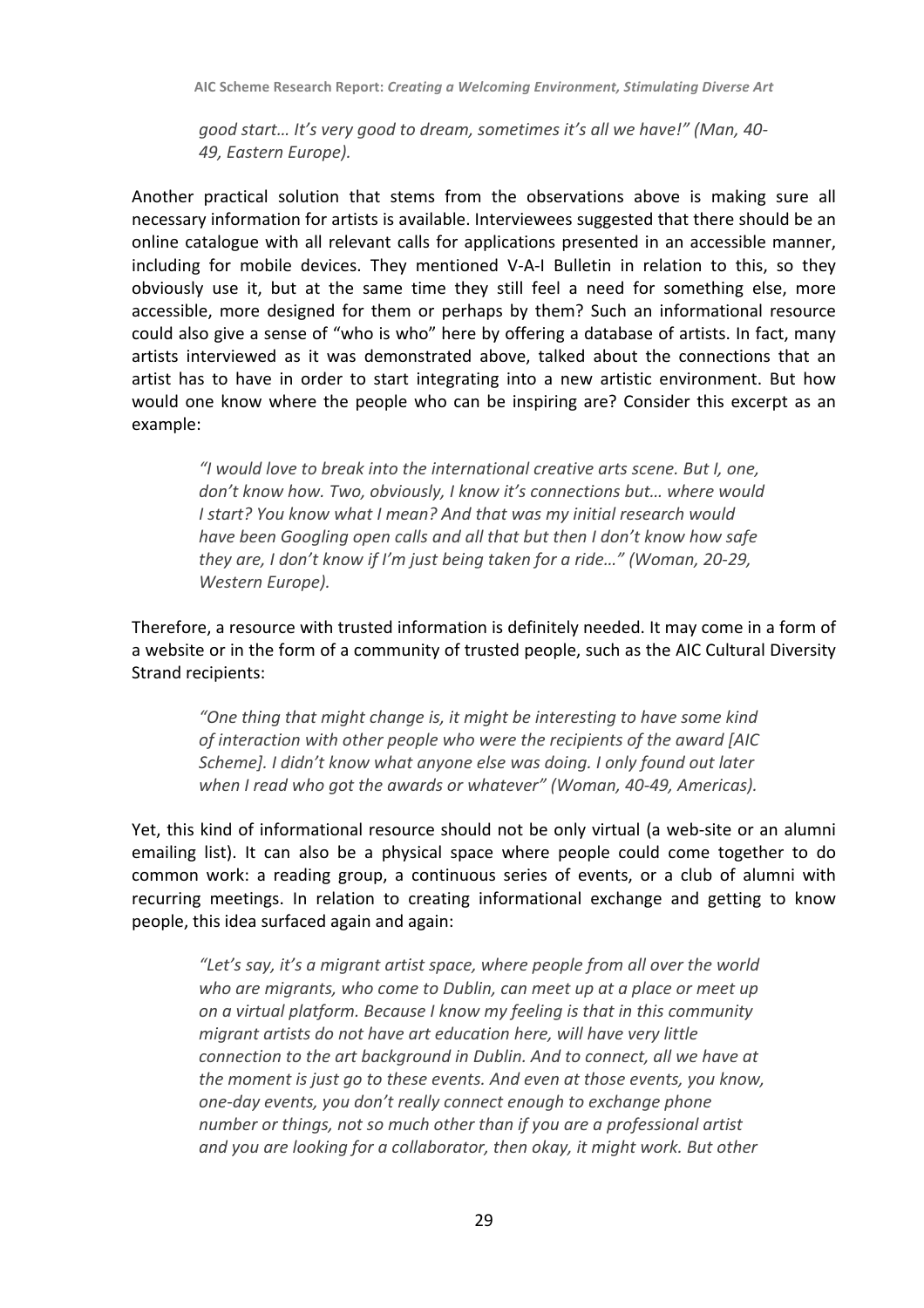> *good start… It's very good to dream, sometimes it's all we have!" (Man, 40-49, Eastern Europe).*

Another practical solution that stems from the observations above is making sure all necessary information for artists is available. Interviewees suggested that there should be an online catalogue with all relevant calls for applications presented in an accessible manner, including for mobile devices. They mentioned V-A-I Bulletin in relation to this, so they obviously use it, but at the same time they still feel a need for something else, more accessible, more designed for them or perhaps by them? Such an informational resource could also give a sense of "who is who" here by offering a database of artists. In fact, many artists interviewed as it was demonstrated above, talked about the connections that an artist has to have in order to start integrating into a new artistic environment. But how would one know where the people who can be inspiring are? Consider this excerpt as an example:

> *"I would love to break into the international creative arts scene. But I, one, don't know how. Two, obviously, I know it's connections but… where would I start? You know what I mean? And that was my initial research would have been Googling open calls and all that but then I don't know how safe they are, I don't know if I'm just being taken for a ride…" (Woman, 20-29, Western Europe).*

Therefore, a resource with trusted information is definitely needed. It may come in a form of a website or in the form of a community of trusted people, such as the AIC Cultural Diversity Strand recipients:

> *"One thing that might change is, it might be interesting to have some kind of interaction with other people who were the recipients of the award [AIC Scheme]. I didn't know what anyone else was doing. I only found out later when I read who got the awards or whatever" (Woman, 40-49, Americas).*

Yet, this kind of informational resource should not be only virtual (a web-site or an alumni emailing list). It can also be a physical space where people could come together to do common work: a reading group, a continuous series of events, or a club of alumni with recurring meetings. In relation to creating informational exchange and getting to know people, this idea surfaced again and again:

> *"Let's say, it's a migrant artist space, where people from all over the world who are migrants, who come to Dublin, can meet up at a place or meet up on a virtual platform. Because I know my feeling is that in this community migrant artists do not have art education here, will have very little connection to the art background in Dublin. And to connect, all we have at the moment is just go to these events. And even at those events, you know, one-day events, you don't really connect enough to exchange phone number or things, not so much other than if you are a professional artist and you are looking for a collaborator, then okay, it might work. But other*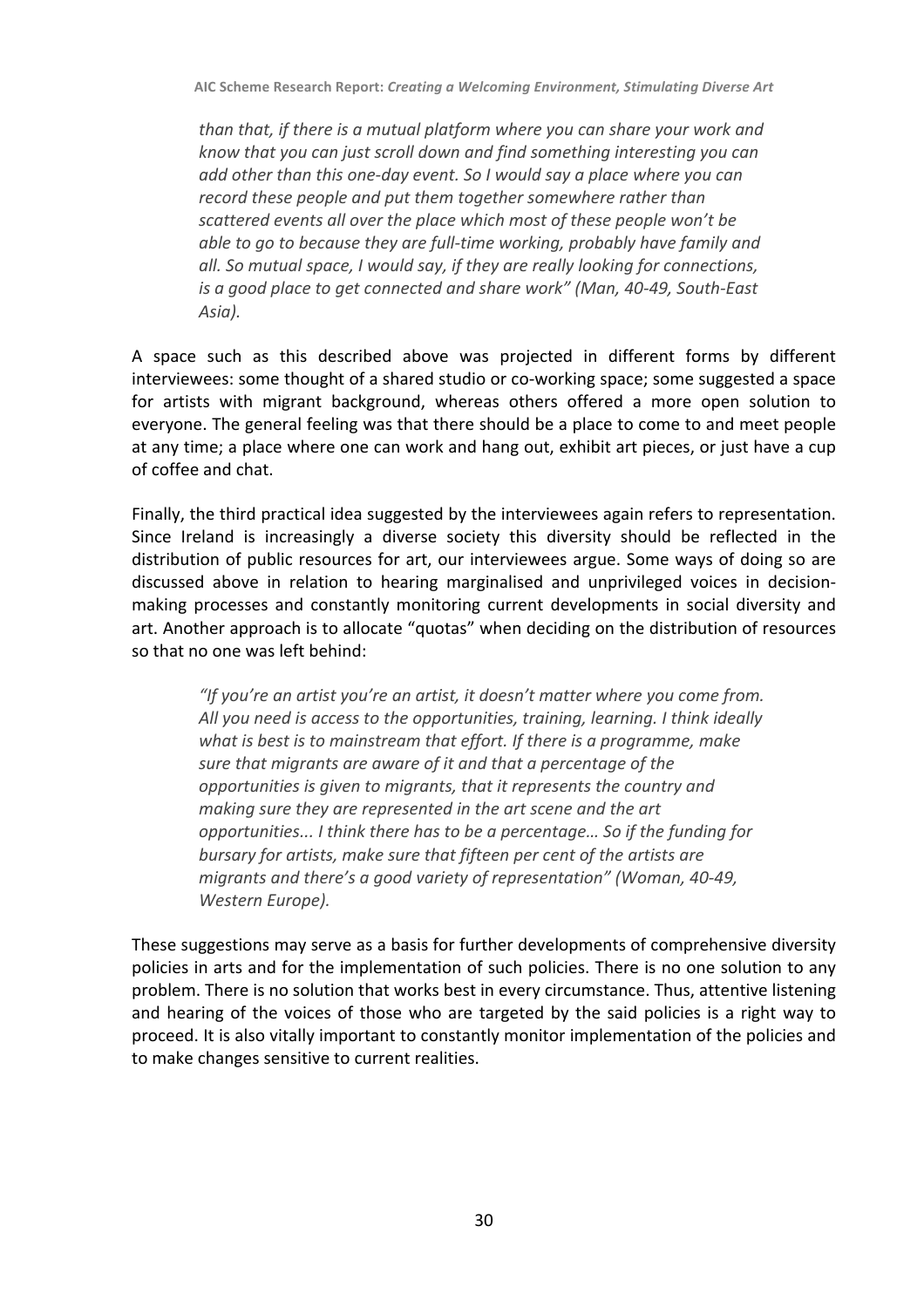*than that, if there is a mutual platform where you can share your work and know that you can just scroll down and find something interesting you can add other than this one-day event. So I would say a place where you can record these people and put them together somewhere rather than scattered events all over the place which most of these people won't be able to go to because they are full-time working, probably have family and all. So mutual space, I would say, if they are really looking for connections, is a good place to get connected and share work" (Man, 40-49, South-East Asia).*

A space such as this described above was projected in different forms by different interviewees: some thought of a shared studio or co-working space; some suggested a space for artists with migrant background, whereas others offered a more open solution to everyone. The general feeling was that there should be a place to come to and meet people at any time; a place where one can work and hang out, exhibit art pieces, or just have a cup of coffee and chat.

Finally, the third practical idea suggested by the interviewees again refers to representation. Since Ireland is increasingly a diverse society this diversity should be reflected in the distribution of public resources for art, our interviewees argue. Some ways of doing so are discussed above in relation to hearing marginalised and unprivileged voices in decision-making processes and constantly monitoring current developments in social diversity and art. Another approach is to allocate "quotas" when deciding on the distribution of resources so that no one was left behind:

*"If you're an artist you're an artist, it doesn't matter where you come from. All you need is access to the opportunities, training, learning. I think ideally what is best is to mainstream that effort. If there is a programme, make sure that migrants are aware of it and that a percentage of the opportunities is given to migrants, that it represents the country and making sure they are represented in the art scene and the art opportunities... I think there has to be a percentage… So if the funding for bursary for artists, make sure that fifteen per cent of the artists are migrants and there's a good variety of representation" (Woman, 40-49, Western Europe).*

These suggestions may serve as a basis for further developments of comprehensive diversity policies in arts and for the implementation of such policies. There is no one solution to any problem. There is no solution that works best in every circumstance. Thus, attentive listening and hearing of the voices of those who are targeted by the said policies is a right way to proceed. It is also vitally important to constantly monitor implementation of the policies and to make changes sensitive to current realities.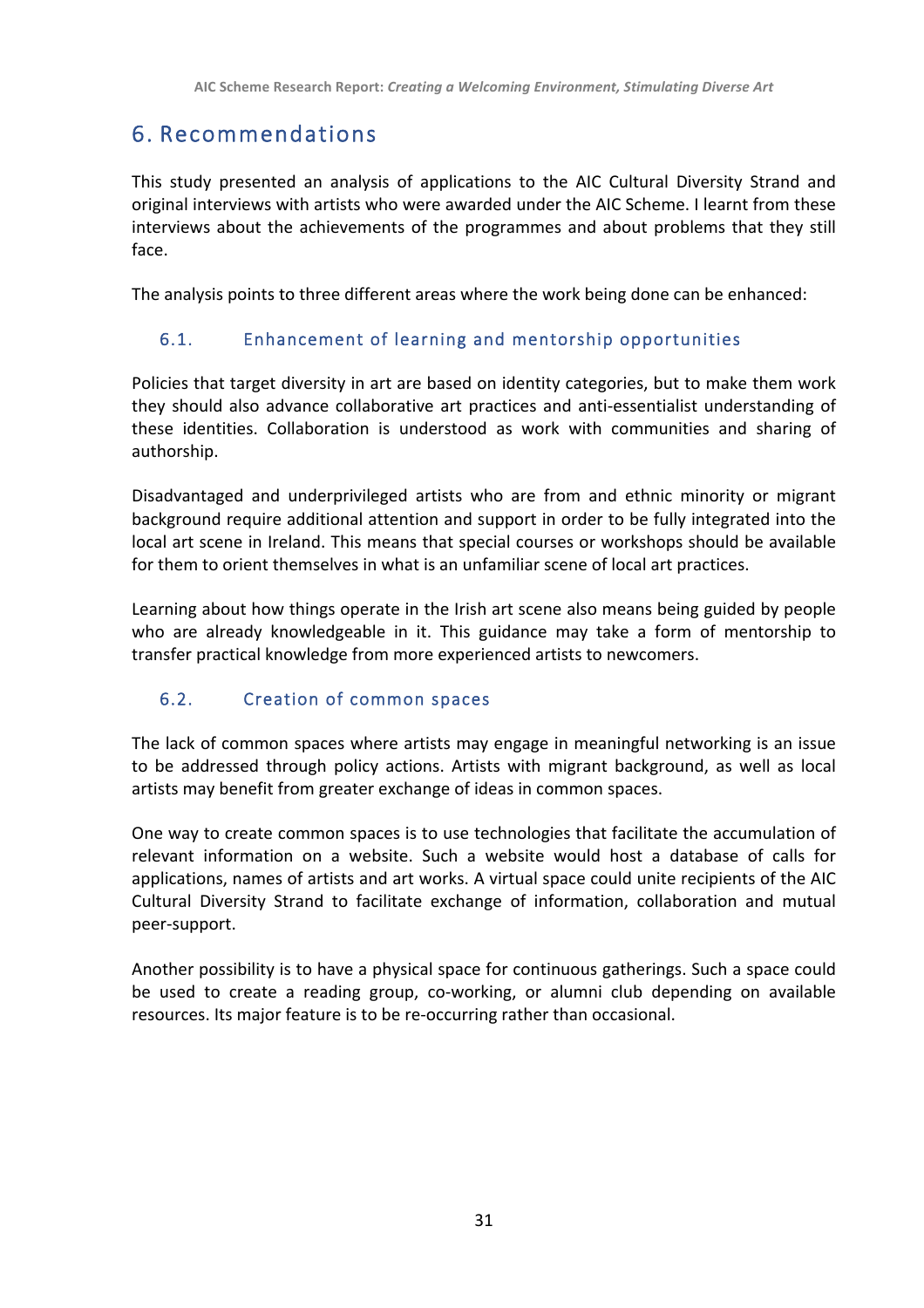# 6. Recommendations

This study presented an analysis of applications to the AIC Cultural Diversity Strand and original interviews with artists who were awarded under the AIC Scheme. I learnt from these interviews about the achievements of the programmes and about problems that they still face.

The analysis points to three different areas where the work being done can be enhanced:

## 6.1. Enhancement of learning and mentorship opportunities

Policies that target diversity in art are based on identity categories, but to make them work they should also advance collaborative art practices and anti-essentialist understanding of these identities. Collaboration is understood as work with communities and sharing of authorship.

Disadvantaged and underprivileged artists who are from and ethnic minority or migrant background require additional attention and support in order to be fully integrated into the local art scene in Ireland. This means that special courses or workshops should be available for them to orient themselves in what is an unfamiliar scene of local art practices.

Learning about how things operate in the Irish art scene also means being guided by people who are already knowledgeable in it. This guidance may take a form of mentorship to transfer practical knowledge from more experienced artists to newcomers.

## 6.2. Creation of common spaces

The lack of common spaces where artists may engage in meaningful networking is an issue to be addressed through policy actions. Artists with migrant background, as well as local artists may benefit from greater exchange of ideas in common spaces.

One way to create common spaces is to use technologies that facilitate the accumulation of relevant information on a website. Such a website would host a database of calls for applications, names of artists and art works. A virtual space could unite recipients of the AIC Cultural Diversity Strand to facilitate exchange of information, collaboration and mutual peer-support.

Another possibility is to have a physical space for continuous gatherings. Such a space could be used to create a reading group, co-working, or alumni club depending on available resources. Its major feature is to be re-occurring rather than occasional.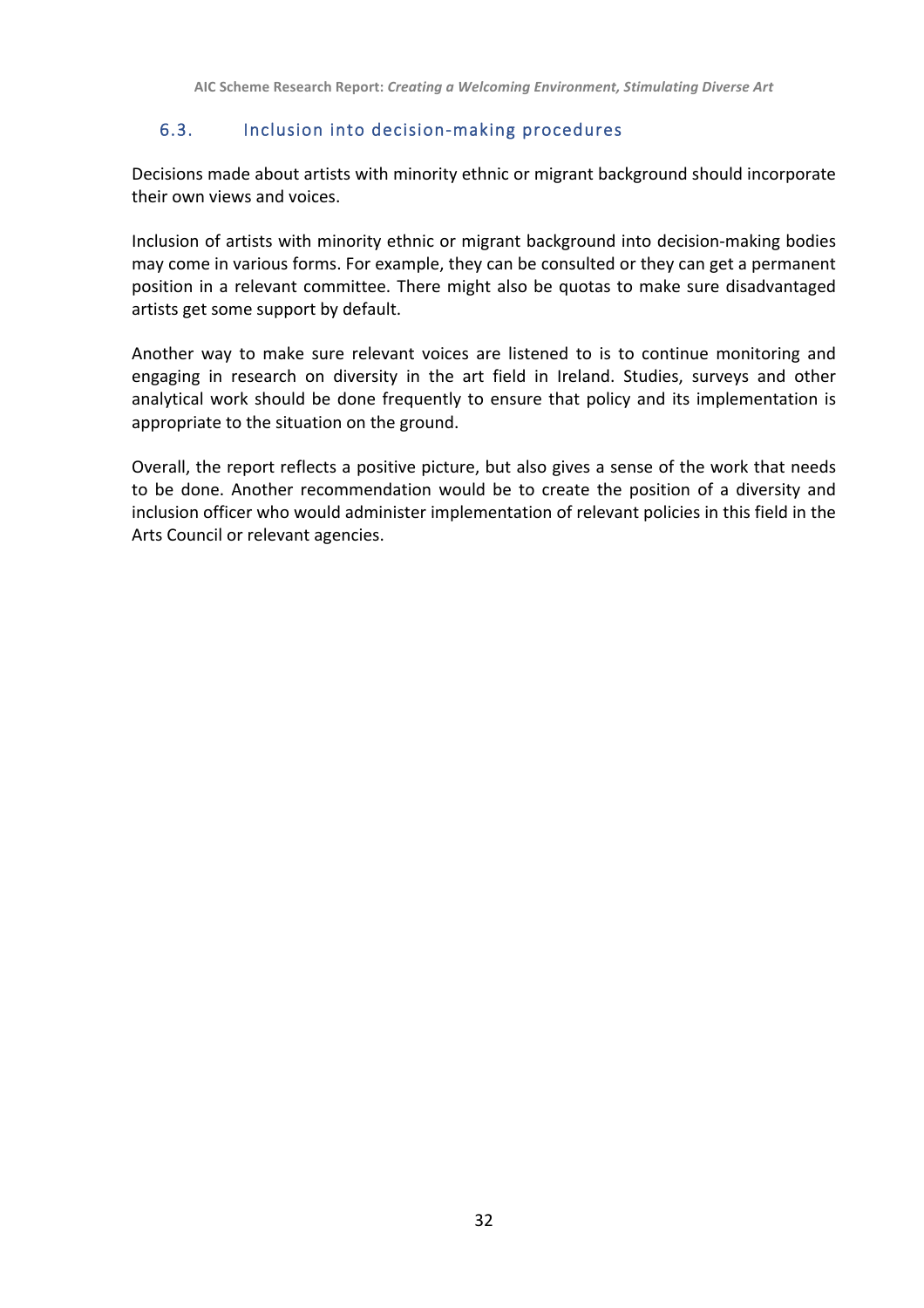### 6.3. Inclusion into decision-making procedures

Decisions made about artists with minority ethnic or migrant background should incorporate their own views and voices.

Inclusion of artists with minority ethnic or migrant background into decision-making bodies may come in various forms. For example, they can be consulted or they can get a permanent position in a relevant committee. There might also be quotas to make sure disadvantaged artists get some support by default.

Another way to make sure relevant voices are listened to is to continue monitoring and engaging in research on diversity in the art field in Ireland. Studies, surveys and other analytical work should be done frequently to ensure that policy and its implementation is appropriate to the situation on the ground.

Overall, the report reflects a positive picture, but also gives a sense of the work that needs to be done. Another recommendation would be to create the position of a diversity and inclusion officer who would administer implementation of relevant policies in this field in the Arts Council or relevant agencies.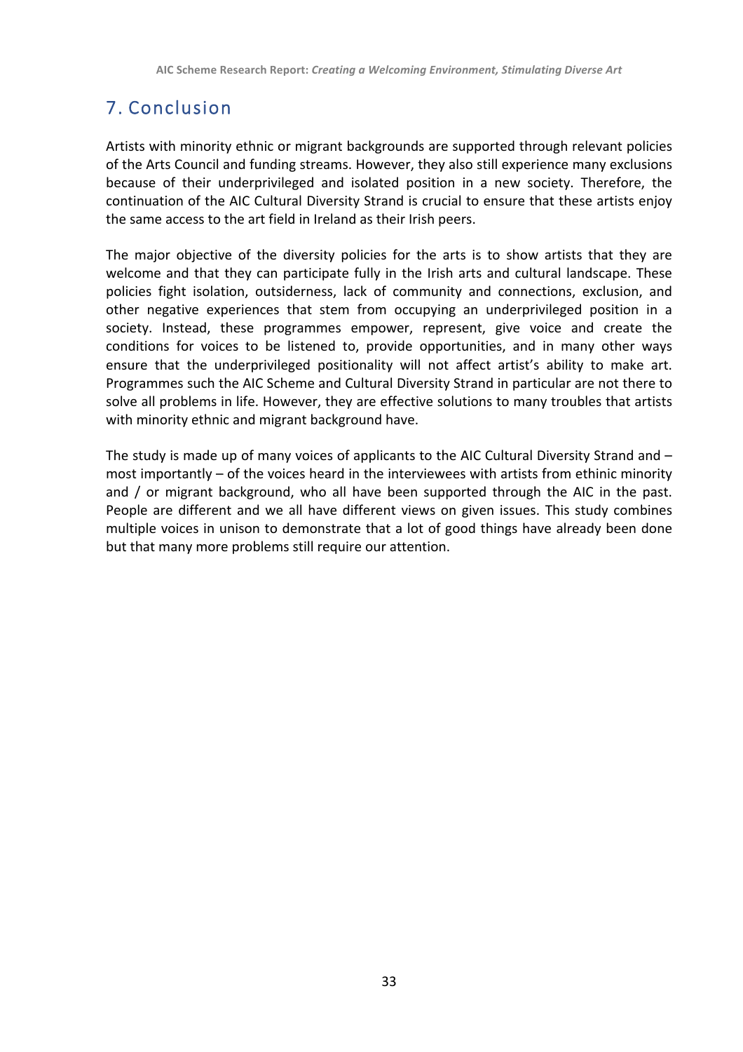## 7. Conclusion

Artists with minority ethnic or migrant backgrounds are supported through relevant policies of the Arts Council and funding streams. However, they also still experience many exclusions because of their underprivileged and isolated position in a new society. Therefore, the continuation of the AIC Cultural Diversity Strand is crucial to ensure that these artists enjoy the same access to the art field in Ireland as their Irish peers.

The major objective of the diversity policies for the arts is to show artists that they are welcome and that they can participate fully in the Irish arts and cultural landscape. These policies fight isolation, outsiderness, lack of community and connections, exclusion, and other negative experiences that stem from occupying an underprivileged position in a society. Instead, these programmes empower, represent, give voice and create the conditions for voices to be listened to, provide opportunities, and in many other ways ensure that the underprivileged positionality will not affect artist's ability to make art. Programmes such the AIC Scheme and Cultural Diversity Strand in particular are not there to solve all problems in life. However, they are effective solutions to many troubles that artists with minority ethnic and migrant background have.

The study is made up of many voices of applicants to the AIC Cultural Diversity Strand and – most importantly – of the voices heard in the interviewees with artists from ethinic minority and / or migrant background, who all have been supported through the AIC in the past. People are different and we all have different views on given issues. This study combines multiple voices in unison to demonstrate that a lot of good things have already been done but that many more problems still require our attention.